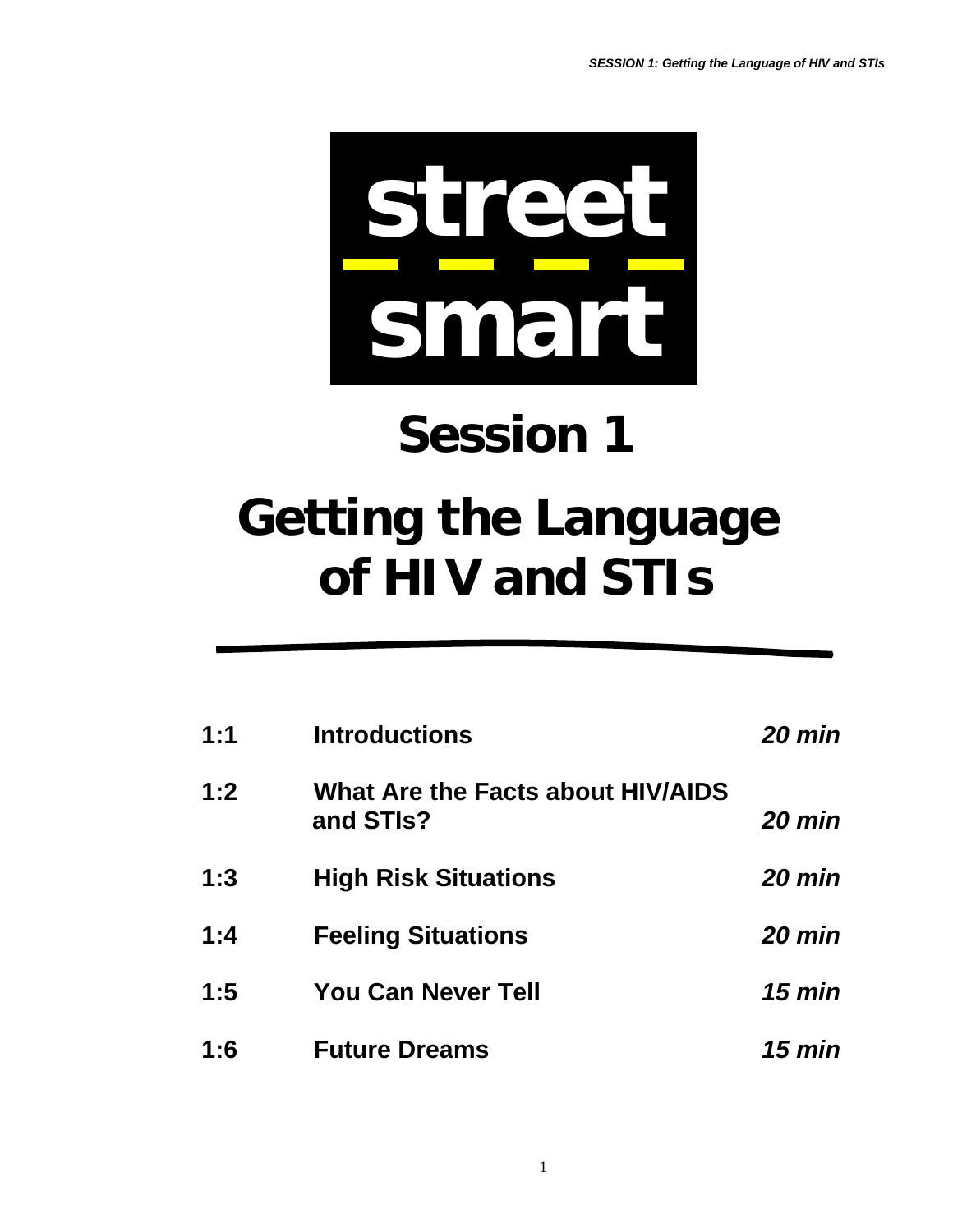**street smart**

# Session 1

# Getting the Language of HIV and STIs

| | | |
|---|---|---|
| **1:1** | **Introductions** | ***20 min*** |
| **1:2** | **What Are the Facts about HIV/AIDS and STIs?** | ***20 min*** |
| **1:3** | **High Risk Situations** | ***20 min*** |
| **1:4** | **Feeling Situations** | ***20 min*** |
| **1:5** | **You Can Never Tell** | ***15 min*** |
| **1:6** | **Future Dreams** | ***15 min*** |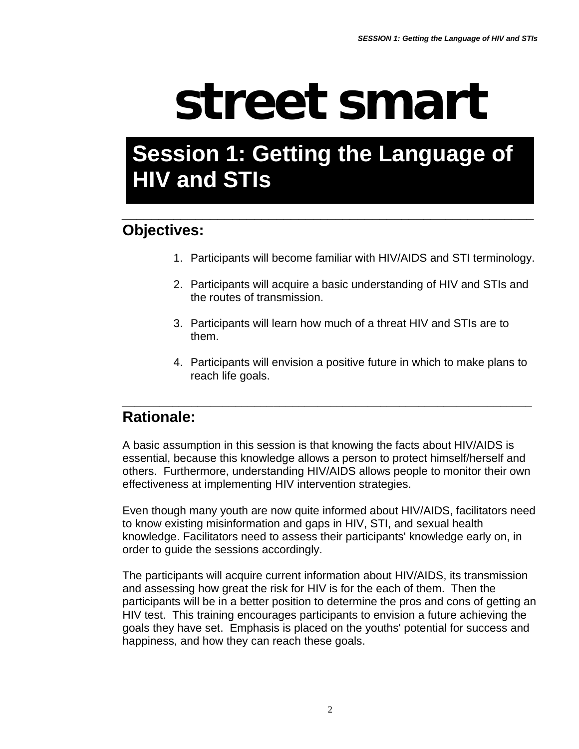# street smart

## Session 1: Getting the Language of HIV and STIs

---

### Objectives:

1. Participants will become familiar with HIV/AIDS and STI terminology.

2. Participants will acquire a basic understanding of HIV and STIs and the routes of transmission.

3. Participants will learn how much of a threat HIV and STIs are to them.

4. Participants will envision a positive future in which to make plans to reach life goals.

---

### Rationale:

A basic assumption in this session is that knowing the facts about HIV/AIDS is essential, because this knowledge allows a person to protect himself/herself and others. Furthermore, understanding HIV/AIDS allows people to monitor their own effectiveness at implementing HIV intervention strategies.

Even though many youth are now quite informed about HIV/AIDS, facilitators need to know existing misinformation and gaps in HIV, STI, and sexual health knowledge. Facilitators need to assess their participants' knowledge early on, in order to guide the sessions accordingly.

The participants will acquire current information about HIV/AIDS, its transmission and assessing how great the risk for HIV is for the each of them. Then the participants will be in a better position to determine the pros and cons of getting an HIV test. This training encourages participants to envision a future achieving the goals they have set. Emphasis is placed on the youths' potential for success and happiness, and how they can reach these goals.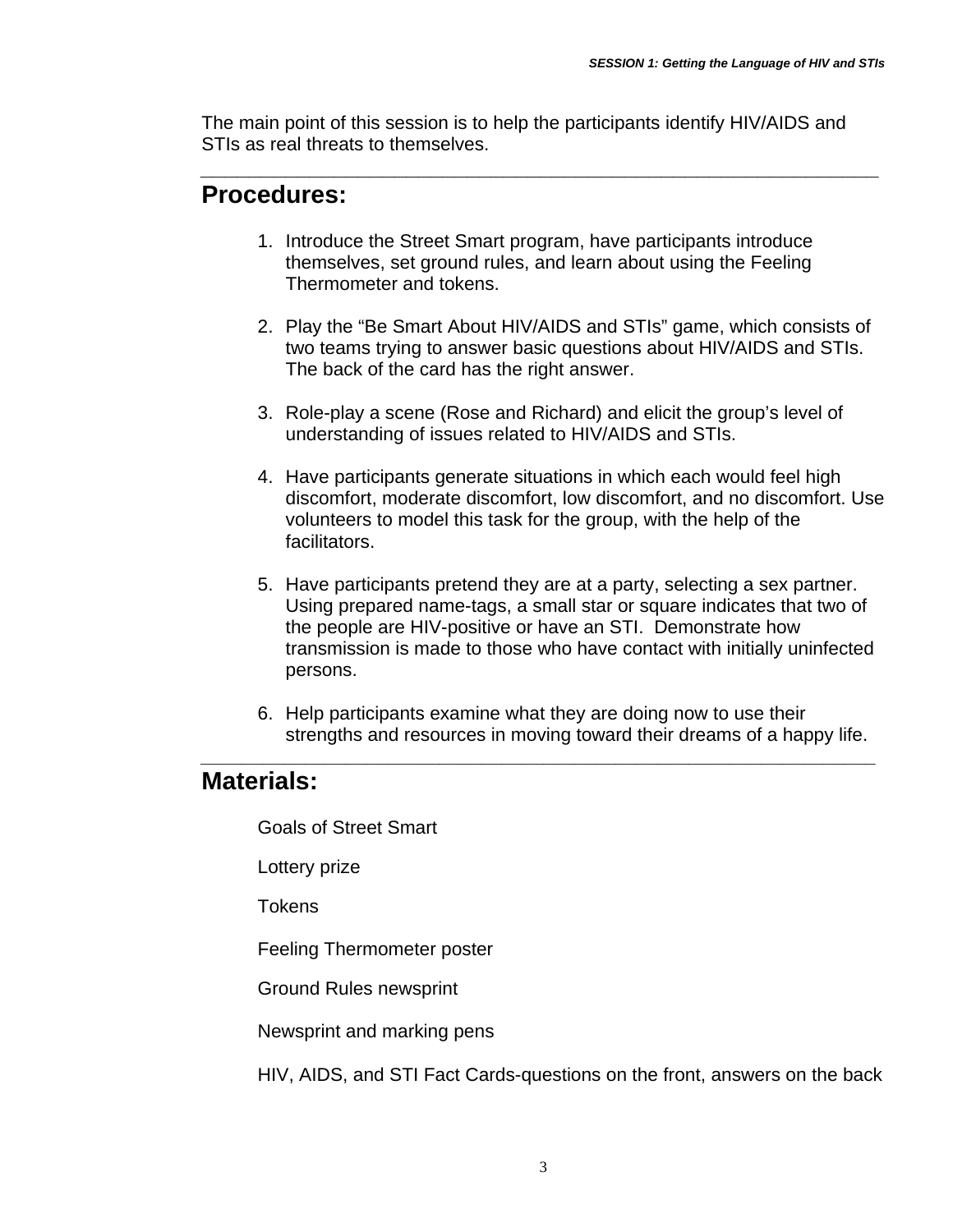The main point of this session is to help the participants identify HIV/AIDS and STIs as real threats to themselves.

---

## Procedures:

1. Introduce the Street Smart program, have participants introduce themselves, set ground rules, and learn about using the Feeling Thermometer and tokens.

2. Play the “Be Smart About HIV/AIDS and STIs” game, which consists of two teams trying to answer basic questions about HIV/AIDS and STIs. The back of the card has the right answer.

3. Role-play a scene (Rose and Richard) and elicit the group’s level of understanding of issues related to HIV/AIDS and STIs.

4. Have participants generate situations in which each would feel high discomfort, moderate discomfort, low discomfort, and no discomfort. Use volunteers to model this task for the group, with the help of the facilitators.

5. Have participants pretend they are at a party, selecting a sex partner. Using prepared name-tags, a small star or square indicates that two of the people are HIV-positive or have an STI. Demonstrate how transmission is made to those who have contact with initially uninfected persons.

6. Help participants examine what they are doing now to use their strengths and resources in moving toward their dreams of a happy life.

---

## Materials:

Goals of Street Smart

Lottery prize

Tokens

Feeling Thermometer poster

Ground Rules newsprint

Newsprint and marking pens

HIV, AIDS, and STI Fact Cards-questions on the front, answers on the back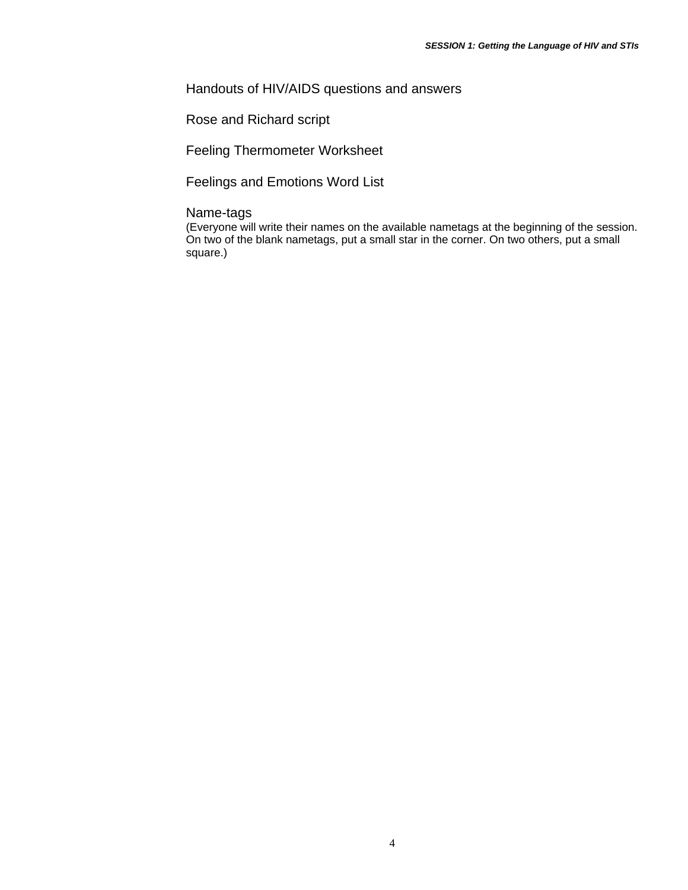Handouts of HIV/AIDS questions and answers

Rose and Richard script

Feeling Thermometer Worksheet

Feelings and Emotions Word List

Name-tags
(Everyone will write their names on the available nametags at the beginning of the session. On two of the blank nametags, put a small star in the corner. On two others, put a small square.)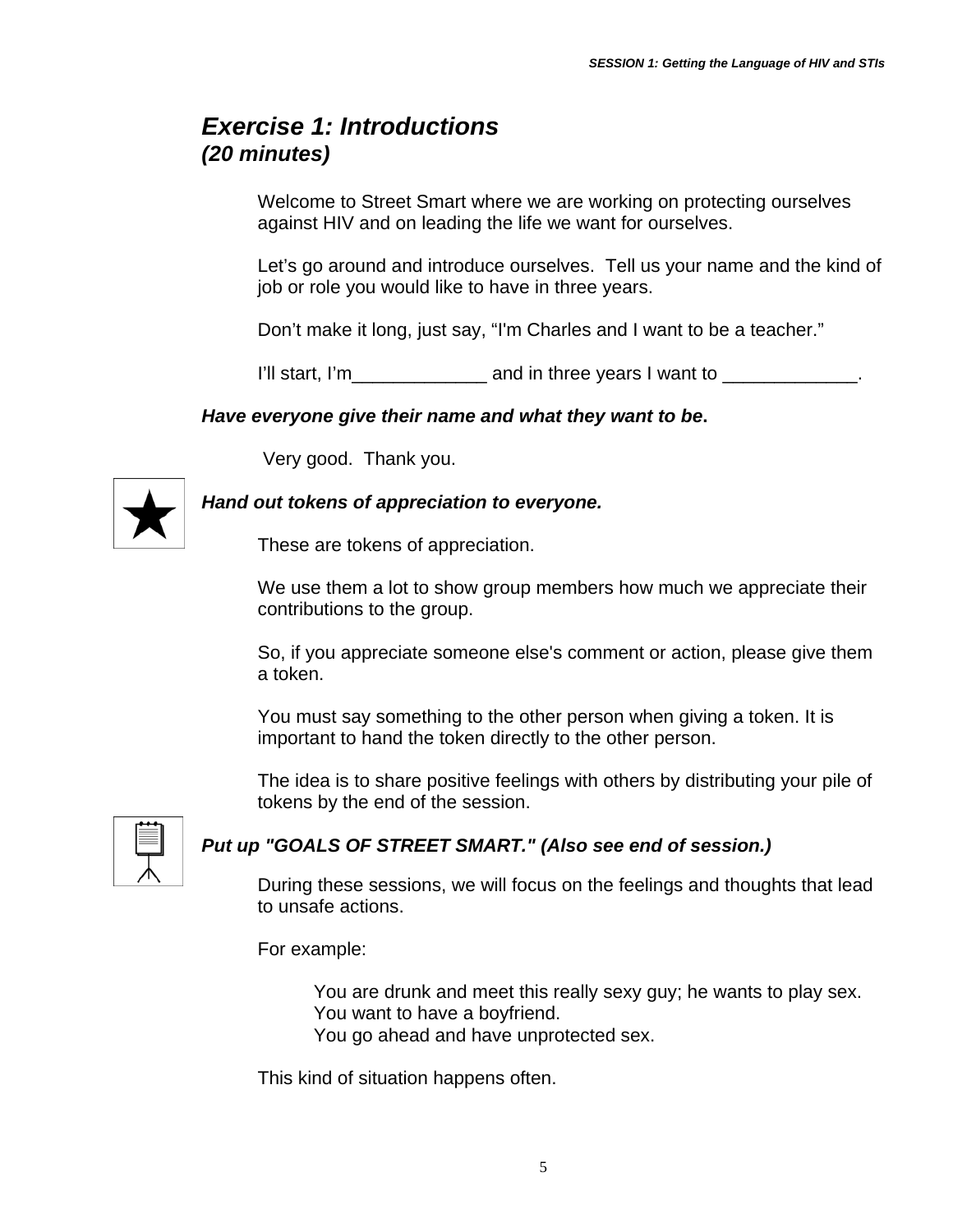## *Exercise 1: Introductions*
### *(20 minutes)*

Welcome to Street Smart where we are working on protecting ourselves against HIV and on leading the life we want for ourselves.

Let's go around and introduce ourselves. Tell us your name and the kind of job or role you would like to have in three years.

Don't make it long, just say, "I'm Charles and I want to be a teacher."

I'll start, I'm_____________ and in three years I want to _____________.

***Have everyone give their name and what they want to be*.**

Very good. Thank you.

***Hand out tokens of appreciation to everyone.***

These are tokens of appreciation.

We use them a lot to show group members how much we appreciate their contributions to the group.

So, if you appreciate someone else's comment or action, please give them a token.

You must say something to the other person when giving a token. It is important to hand the token directly to the other person.

The idea is to share positive feelings with others by distributing your pile of tokens by the end of the session.

***Put up "GOALS OF STREET SMART." (Also see end of session.)***

During these sessions, we will focus on the feelings and thoughts that lead to unsafe actions.

For example:

> You are drunk and meet this really sexy guy; he wants to play sex.
> You want to have a boyfriend.
> You go ahead and have unprotected sex.

This kind of situation happens often.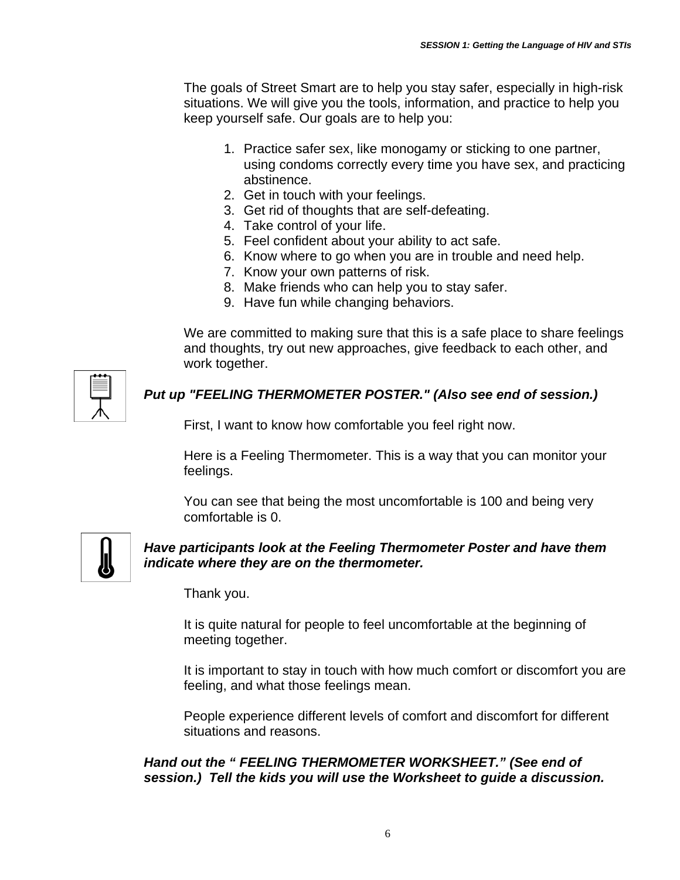The goals of Street Smart are to help you stay safer, especially in high-risk situations. We will give you the tools, information, and practice to help you keep yourself safe. Our goals are to help you:

1. Practice safer sex, like monogamy or sticking to one partner, using condoms correctly every time you have sex, and practicing abstinence.
2. Get in touch with your feelings.
3. Get rid of thoughts that are self-defeating.
4. Take control of your life.
5. Feel confident about your ability to act safe.
6. Know where to go when you are in trouble and need help.
7. Know your own patterns of risk.
8. Make friends who can help you to stay safer.
9. Have fun while changing behaviors.

We are committed to making sure that this is a safe place to share feelings and thoughts, try out new approaches, give feedback to each other, and work together.

***Put up "FEELING THERMOMETER POSTER." (Also see end of session.)***

First, I want to know how comfortable you feel right now.

Here is a Feeling Thermometer. This is a way that you can monitor your feelings.

You can see that being the most uncomfortable is 100 and being very comfortable is 0.

***Have participants look at the Feeling Thermometer Poster and have them indicate where they are on the thermometer.***

Thank you.

It is quite natural for people to feel uncomfortable at the beginning of meeting together.

It is important to stay in touch with how much comfort or discomfort you are feeling, and what those feelings mean.

People experience different levels of comfort and discomfort for different situations and reasons.

***Hand out the " FEELING THERMOMETER WORKSHEET." (See end of session.) Tell the kids you will use the Worksheet to guide a discussion.***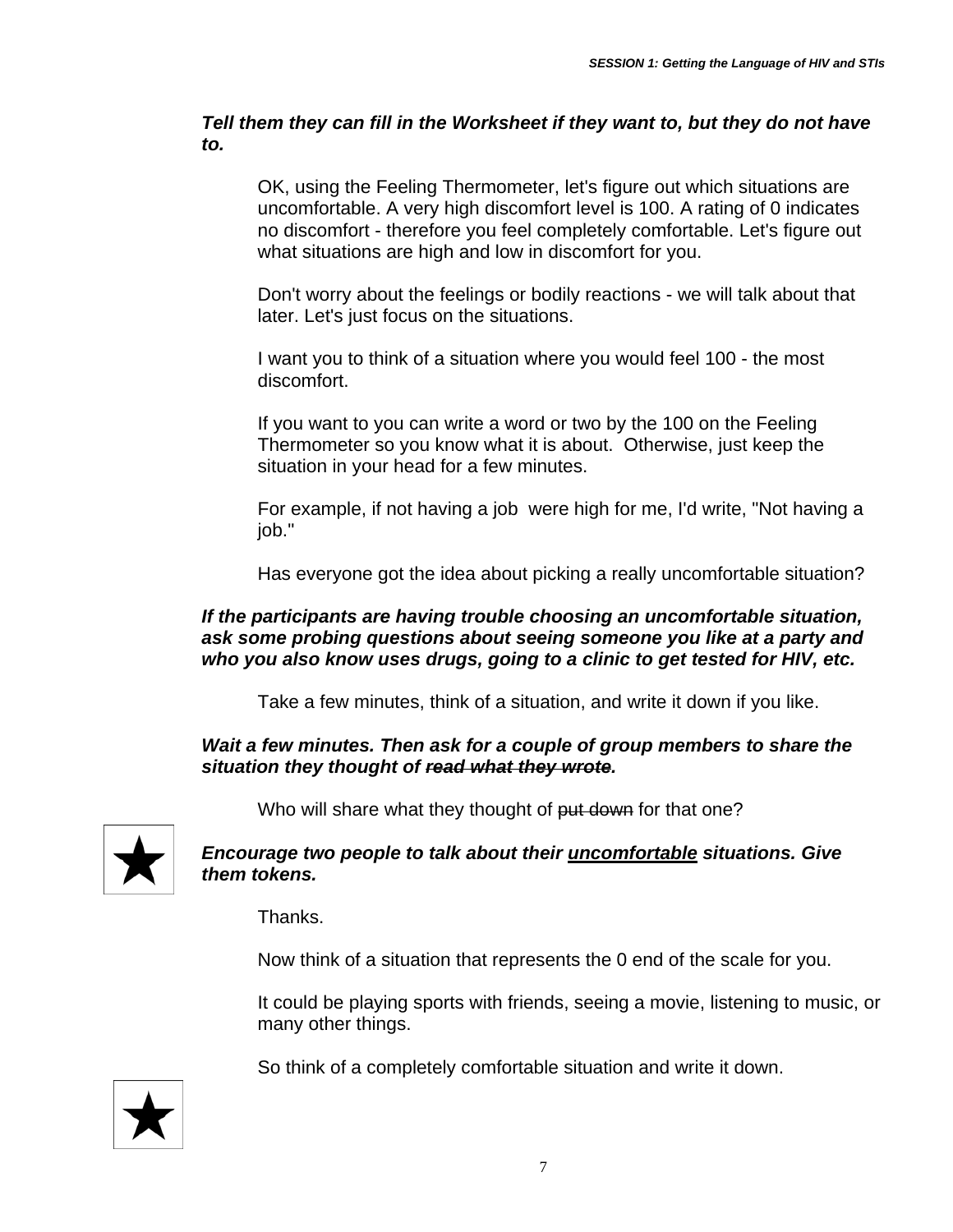***Tell them they can fill in the Worksheet if they want to, but they do not have to.***

OK, using the Feeling Thermometer, let's figure out which situations are uncomfortable. A very high discomfort level is 100. A rating of 0 indicates no discomfort - therefore you feel completely comfortable. Let's figure out what situations are high and low in discomfort for you.

Don't worry about the feelings or bodily reactions - we will talk about that later. Let's just focus on the situations.

I want you to think of a situation where you would feel 100 - the most discomfort.

If you want to you can write a word or two by the 100 on the Feeling Thermometer so you know what it is about. Otherwise, just keep the situation in your head for a few minutes.

For example, if not having a job were high for me, I'd write, "Not having a job."

Has everyone got the idea about picking a really uncomfortable situation?

***If the participants are having trouble choosing an uncomfortable situation, ask some probing questions about seeing someone you like at a party and who you also know uses drugs, going to a clinic to get tested for HIV, etc.***

Take a few minutes, think of a situation, and write it down if you like.

***Wait a few minutes. Then ask for a couple of group members to share the situation they thought of ~~read what they wrote~~.***

Who will share what they thought of ~~put down~~ for that one?

★

***Encourage two people to talk about their <u>uncomfortable</u> situations. Give them tokens.***

Thanks.

Now think of a situation that represents the 0 end of the scale for you.

It could be playing sports with friends, seeing a movie, listening to music, or many other things.

So think of a completely comfortable situation and write it down.

★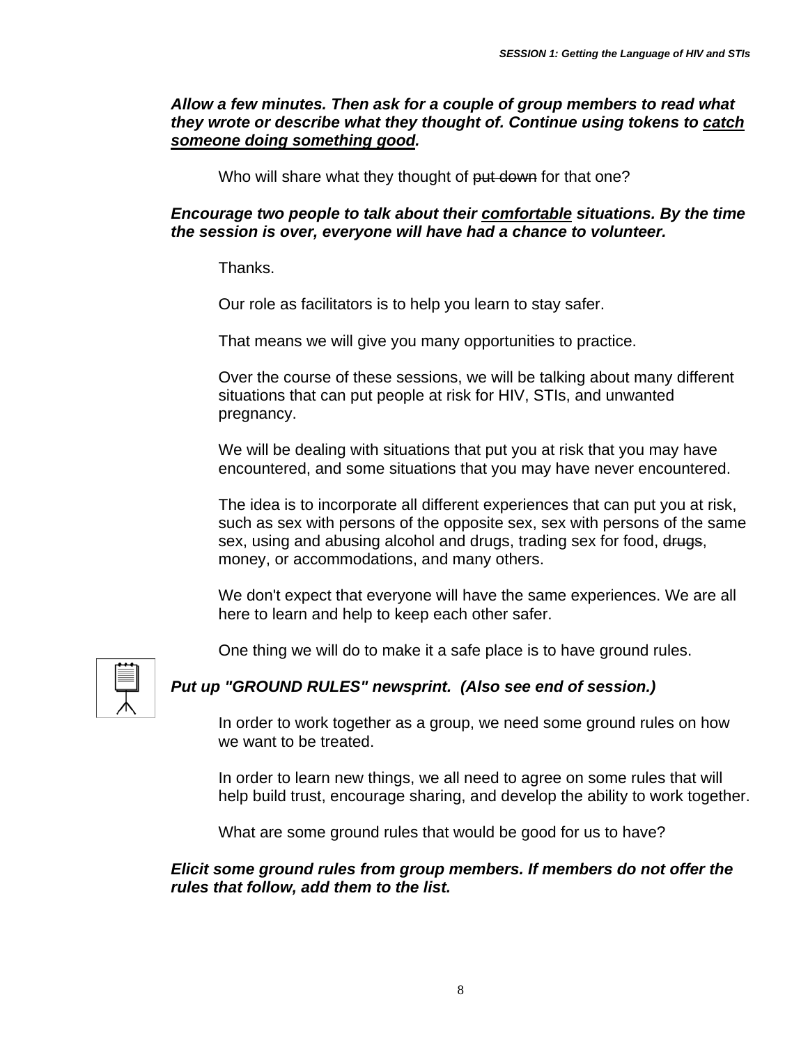***Allow a few minutes. Then ask for a couple of group members to read what they wrote or describe what they thought of. Continue using tokens to catch someone doing something good.***

Who will share what they thought of ~~put down~~ for that one?

***Encourage two people to talk about their comfortable situations. By the time the session is over, everyone will have had a chance to volunteer.***

Thanks.

Our role as facilitators is to help you learn to stay safer.

That means we will give you many opportunities to practice.

Over the course of these sessions, we will be talking about many different situations that can put people at risk for HIV, STIs, and unwanted pregnancy.

We will be dealing with situations that put you at risk that you may have encountered, and some situations that you may have never encountered.

The idea is to incorporate all different experiences that can put you at risk, such as sex with persons of the opposite sex, sex with persons of the same sex, using and abusing alcohol and drugs, trading sex for food, ~~drugs~~, money, or accommodations, and many others.

We don't expect that everyone will have the same experiences. We are all here to learn and help to keep each other safer.

One thing we will do to make it a safe place is to have ground rules.

***Put up "GROUND RULES" newsprint. (Also see end of session.)***

In order to work together as a group, we need some ground rules on how we want to be treated.

In order to learn new things, we all need to agree on some rules that will help build trust, encourage sharing, and develop the ability to work together.

What are some ground rules that would be good for us to have?

***Elicit some ground rules from group members. If members do not offer the rules that follow, add them to the list.***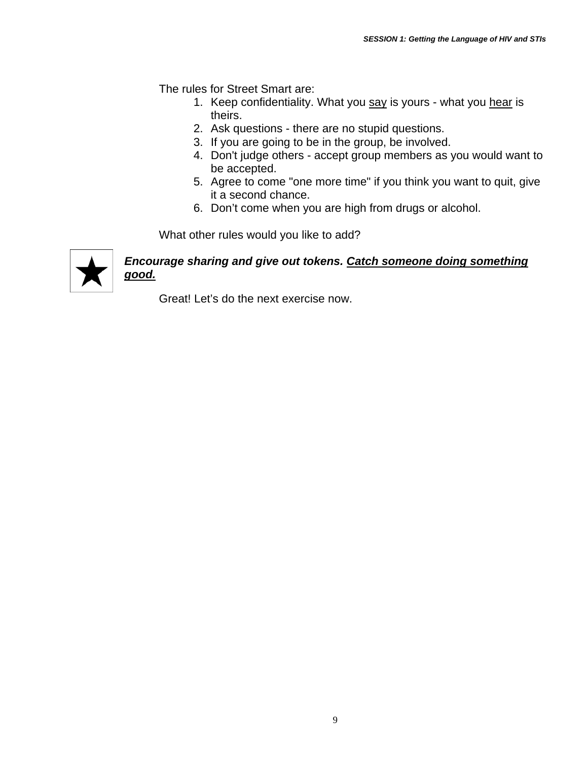The rules for Street Smart are:

1. Keep confidentiality. What you <u>say</u> is yours - what you <u>hear</u> is theirs.
2. Ask questions - there are no stupid questions.
3. If you are going to be in the group, be involved.
4. Don't judge others - accept group members as you would want to be accepted.
5. Agree to come "one more time" if you think you want to quit, give it a second chance.
6. Don't come when you are high from drugs or alcohol.

What other rules would you like to add?

★ ***Encourage sharing and give out tokens. <u>Catch someone doing something good.</u>***

Great! Let's do the next exercise now.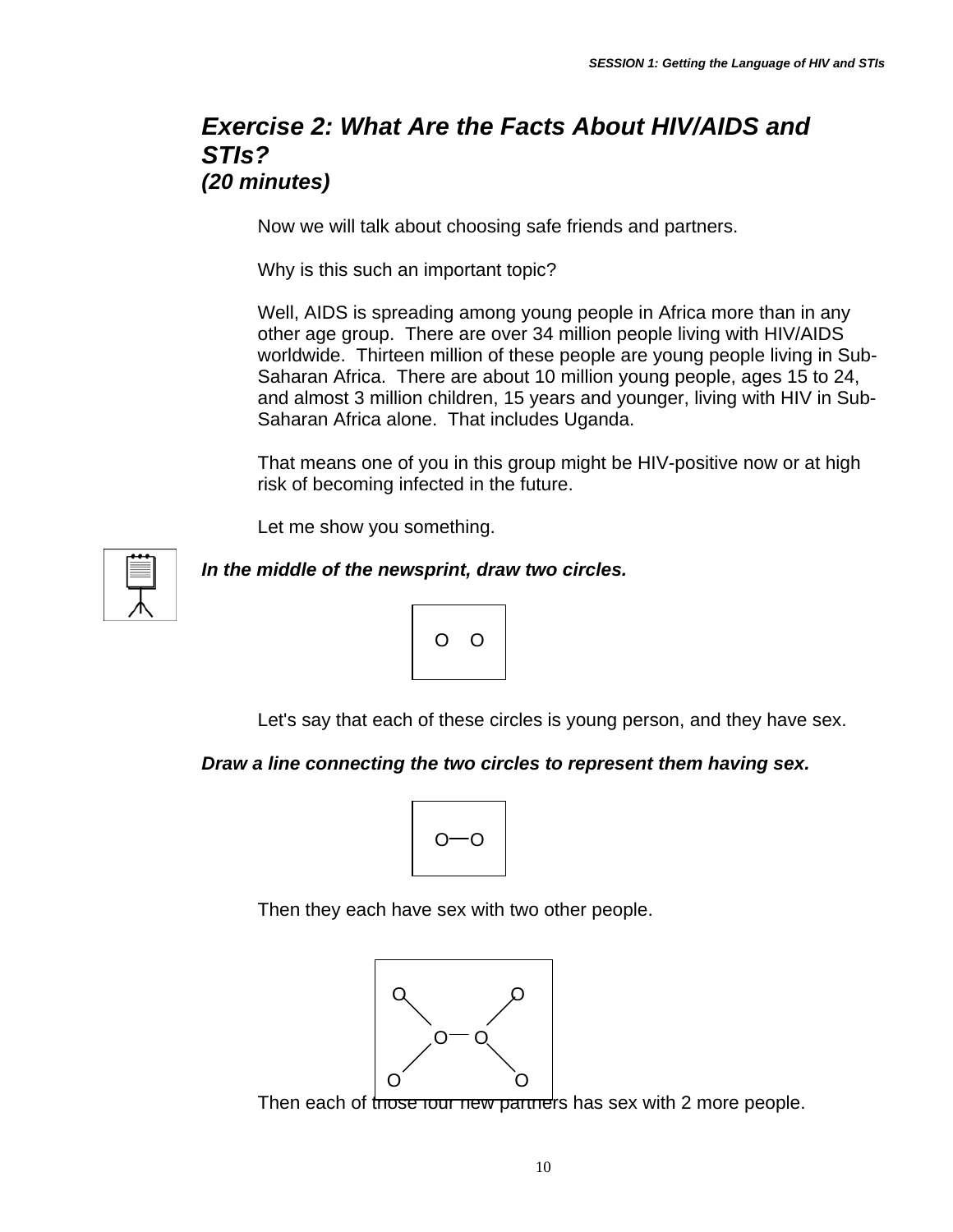## *Exercise 2: What Are the Facts About HIV/AIDS and STIs? (20 minutes)*

Now we will talk about choosing safe friends and partners.

Why is this such an important topic?

Well, AIDS is spreading among young people in Africa more than in any other age group. There are over 34 million people living with HIV/AIDS worldwide. Thirteen million of these people are young people living in Sub-Saharan Africa. There are about 10 million young people, ages 15 to 24, and almost 3 million children, 15 years and younger, living with HIV in Sub-Saharan Africa alone. That includes Uganda.

That means one of you in this group might be HIV-positive now or at high risk of becoming infected in the future.

Let me show you something.

***In the middle of the newsprint, draw two circles.***

```
O   O
```

Let's say that each of these circles is young person, and they have sex.

***Draw a line connecting the two circles to represent them having sex.***

```
O—O
```

Then they each have sex with two other people.

```
O           O
  \       /
   O — O
  /       \
O           O
```

Then each of those four new partners has sex with 2 more people.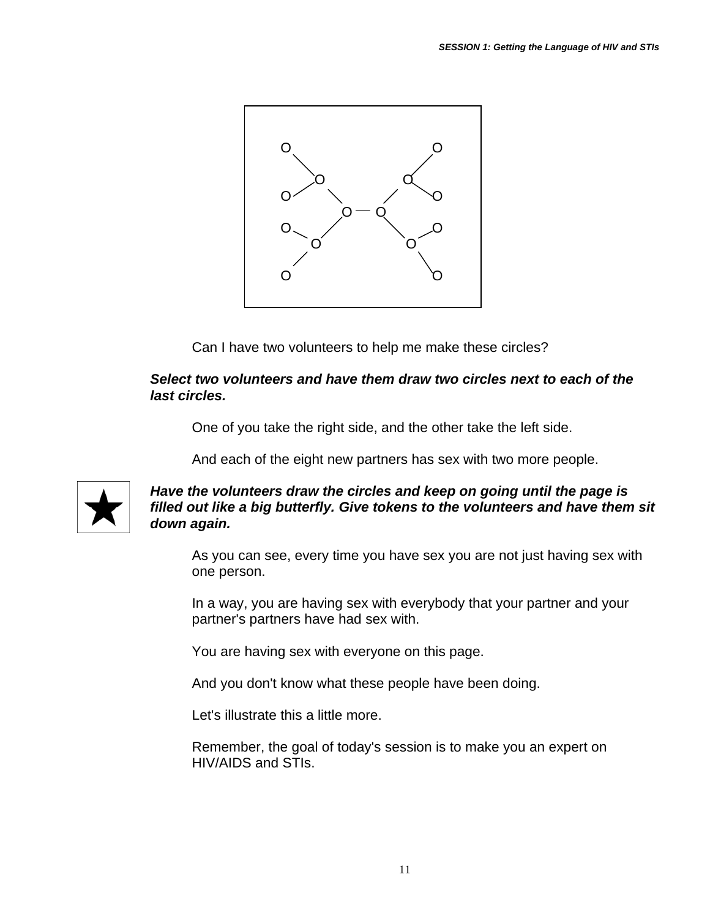Can I have two volunteers to help me make these circles?

***Select two volunteers and have them draw two circles next to each of the last circles.***

One of you take the right side, and the other take the left side.

And each of the eight new partners has sex with two more people.

★ ***Have the volunteers draw the circles and keep on going until the page is filled out like a big butterfly. Give tokens to the volunteers and have them sit down again.***

As you can see, every time you have sex you are not just having sex with one person.

In a way, you are having sex with everybody that your partner and your partner's partners have had sex with.

You are having sex with everyone on this page.

And you don't know what these people have been doing.

Let's illustrate this a little more.

Remember, the goal of today's session is to make you an expert on HIV/AIDS and STIs.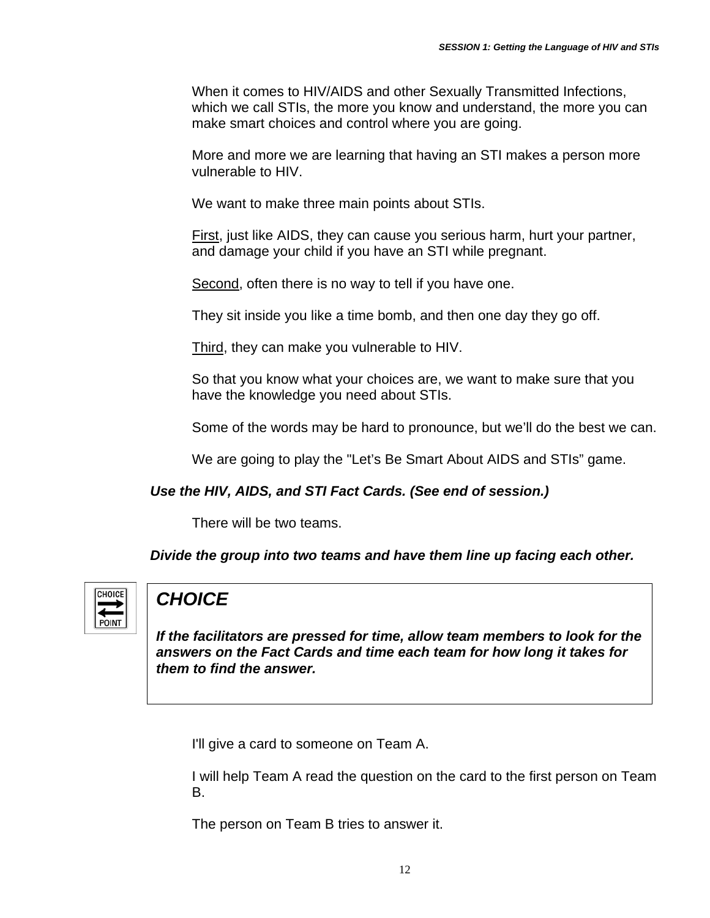When it comes to HIV/AIDS and other Sexually Transmitted Infections, which we call STIs, the more you know and understand, the more you can make smart choices and control where you are going.

More and more we are learning that having an STI makes a person more vulnerable to HIV.

We want to make three main points about STIs.

First, just like AIDS, they can cause you serious harm, hurt your partner, and damage your child if you have an STI while pregnant.

Second, often there is no way to tell if you have one.

They sit inside you like a time bomb, and then one day they go off.

Third, they can make you vulnerable to HIV.

So that you know what your choices are, we want to make sure that you have the knowledge you need about STIs.

Some of the words may be hard to pronounce, but we'll do the best we can.

We are going to play the "Let's Be Smart About AIDS and STIs" game.

***Use the HIV, AIDS, and STI Fact Cards. (See end of session.)***

There will be two teams.

***Divide the group into two teams and have them line up facing each other.***

> ***CHOICE***
>
> ***If the facilitators are pressed for time, allow team members to look for the answers on the Fact Cards and time each team for how long it takes for them to find the answer.***

I'll give a card to someone on Team A.

I will help Team A read the question on the card to the first person on Team B.

The person on Team B tries to answer it.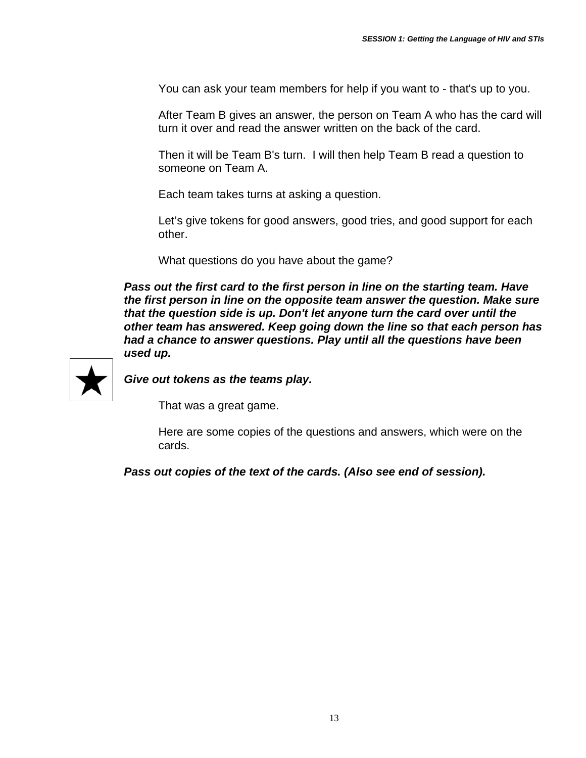You can ask your team members for help if you want to - that's up to you.

After Team B gives an answer, the person on Team A who has the card will turn it over and read the answer written on the back of the card.

Then it will be Team B's turn. I will then help Team B read a question to someone on Team A.

Each team takes turns at asking a question.

Let's give tokens for good answers, good tries, and good support for each other.

What questions do you have about the game?

***Pass out the first card to the first person in line on the starting team. Have the first person in line on the opposite team answer the question. Make sure that the question side is up. Don't let anyone turn the card over until the other team has answered. Keep going down the line so that each person has had a chance to answer questions. Play until all the questions have been used up.***

***Give out tokens as the teams play.***

That was a great game.

Here are some copies of the questions and answers, which were on the cards.

***Pass out copies of the text of the cards. (Also see end of session).***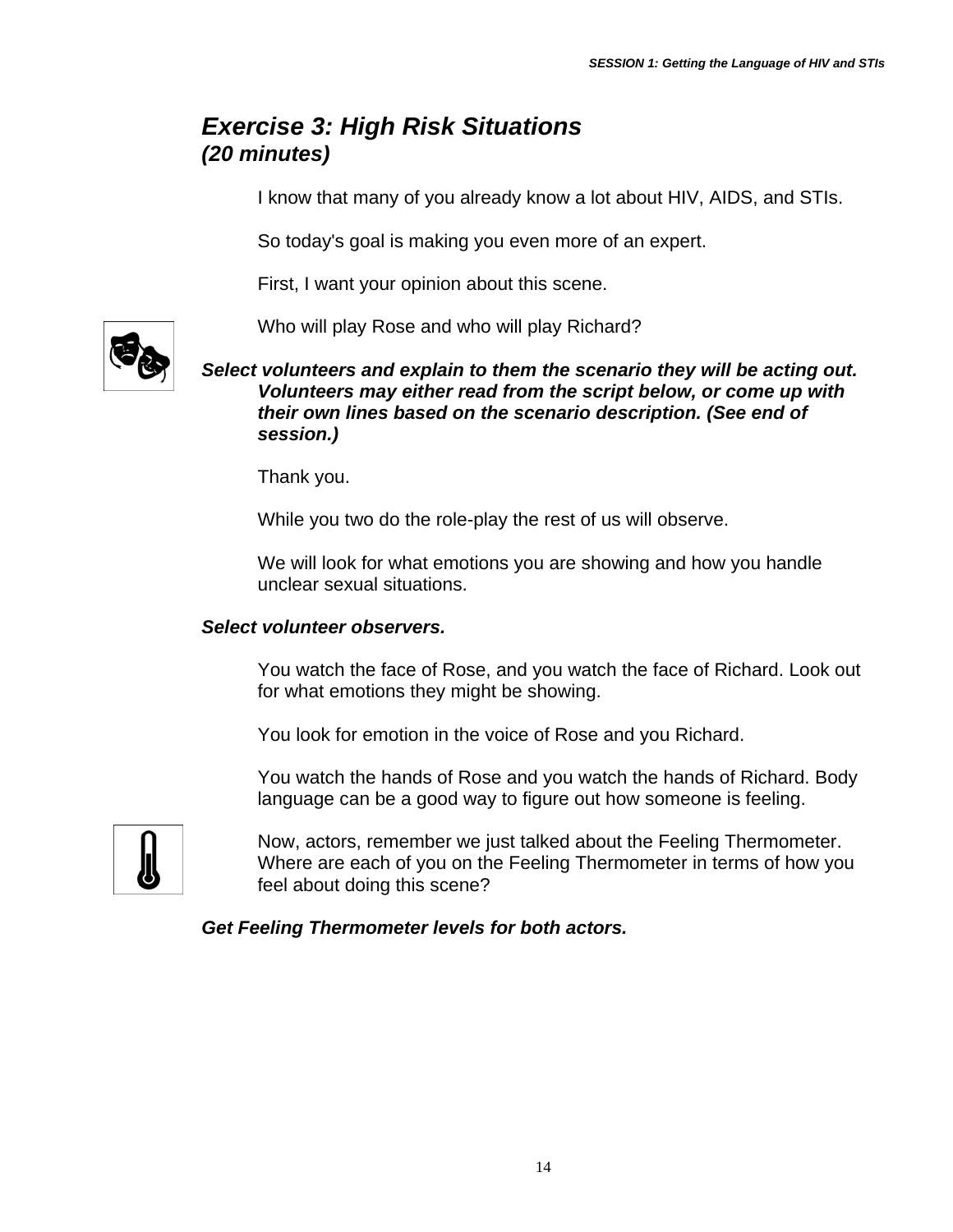## *Exercise 3: High Risk Situations*
### *(20 minutes)*

I know that many of you already know a lot about HIV, AIDS, and STIs.

So today's goal is making you even more of an expert.

First, I want your opinion about this scene.

Who will play Rose and who will play Richard?

***Select volunteers and explain to them the scenario they will be acting out. Volunteers may either read from the script below, or come up with their own lines based on the scenario description. (See end of session.)***

Thank you.

While you two do the role-play the rest of us will observe.

We will look for what emotions you are showing and how you handle unclear sexual situations.

***Select volunteer observers.***

You watch the face of Rose, and you watch the face of Richard. Look out for what emotions they might be showing.

You look for emotion in the voice of Rose and you Richard.

You watch the hands of Rose and you watch the hands of Richard. Body language can be a good way to figure out how someone is feeling.

Now, actors, remember we just talked about the Feeling Thermometer. Where are each of you on the Feeling Thermometer in terms of how you feel about doing this scene?

***Get Feeling Thermometer levels for both actors.***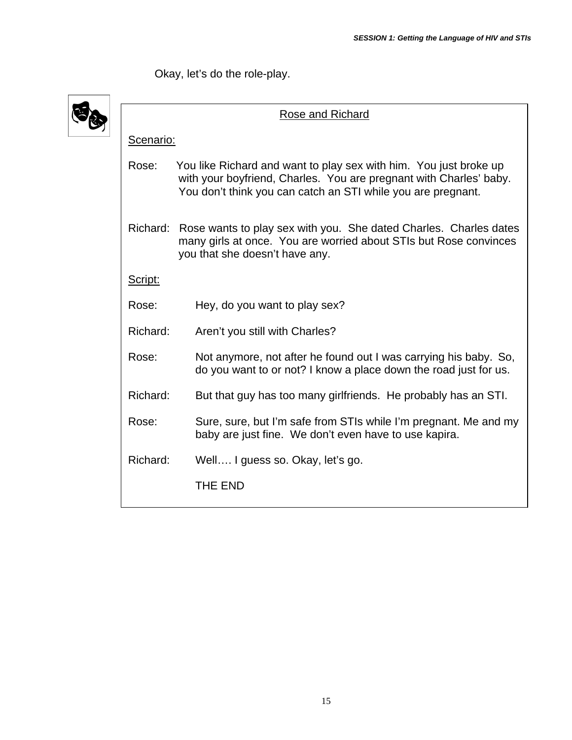Okay, let's do the role-play.

<u>Rose and Richard</u>

<u>Scenario:</u>

Rose: You like Richard and want to play sex with him. You just broke up with your boyfriend, Charles. You are pregnant with Charles' baby. You don't think you can catch an STI while you are pregnant.

Richard: Rose wants to play sex with you. She dated Charles. Charles dates many girls at once. You are worried about STIs but Rose convinces you that she doesn't have any.

<u>Script:</u>

Rose: Hey, do you want to play sex?

Richard: Aren't you still with Charles?

Rose: Not anymore, not after he found out I was carrying his baby. So, do you want to or not? I know a place down the road just for us.

Richard: But that guy has too many girlfriends. He probably has an STI.

Rose: Sure, sure, but I'm safe from STIs while I'm pregnant. Me and my baby are just fine. We don't even have to use kapira.

Richard: Well…. I guess so. Okay, let's go.

THE END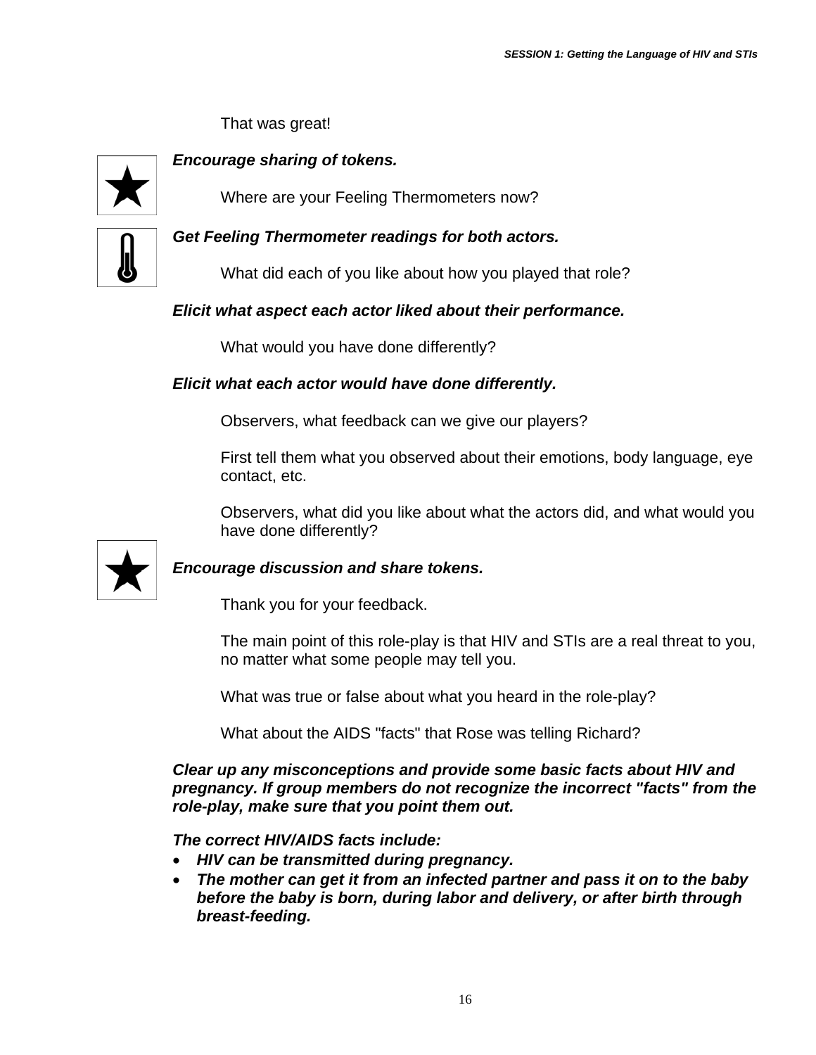That was great!

***Encourage sharing of tokens.***

Where are your Feeling Thermometers now?

***Get Feeling Thermometer readings for both actors.***

What did each of you like about how you played that role?

***Elicit what aspect each actor liked about their performance.***

What would you have done differently?

***Elicit what each actor would have done differently.***

Observers, what feedback can we give our players?

First tell them what you observed about their emotions, body language, eye contact, etc.

Observers, what did you like about what the actors did, and what would you have done differently?

***Encourage discussion and share tokens.***

Thank you for your feedback.

The main point of this role-play is that HIV and STIs are a real threat to you, no matter what some people may tell you.

What was true or false about what you heard in the role-play?

What about the AIDS "facts" that Rose was telling Richard?

***Clear up any misconceptions and provide some basic facts about HIV and pregnancy. If group members do not recognize the incorrect "facts" from the role-play, make sure that you point them out.***

***The correct HIV/AIDS facts include:***

- ***HIV can be transmitted during pregnancy.***
- ***The mother can get it from an infected partner and pass it on to the baby before the baby is born, during labor and delivery, or after birth through breast-feeding.***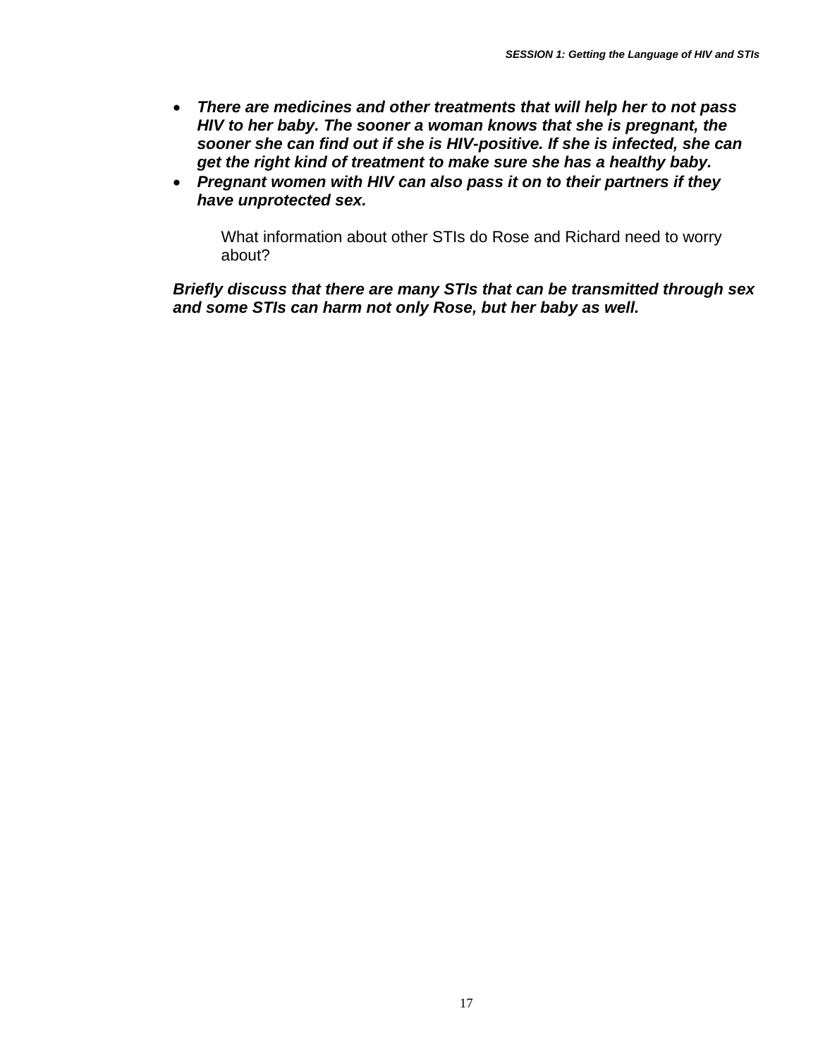- ***There are medicines and other treatments that will help her to not pass HIV to her baby. The sooner a woman knows that she is pregnant, the sooner she can find out if she is HIV-positive. If she is infected, she can get the right kind of treatment to make sure she has a healthy baby.***
- ***Pregnant women with HIV can also pass it on to their partners if they have unprotected sex.***

What information about other STIs do Rose and Richard need to worry about?

***Briefly discuss that there are many STIs that can be transmitted through sex and some STIs can harm not only Rose, but her baby as well.***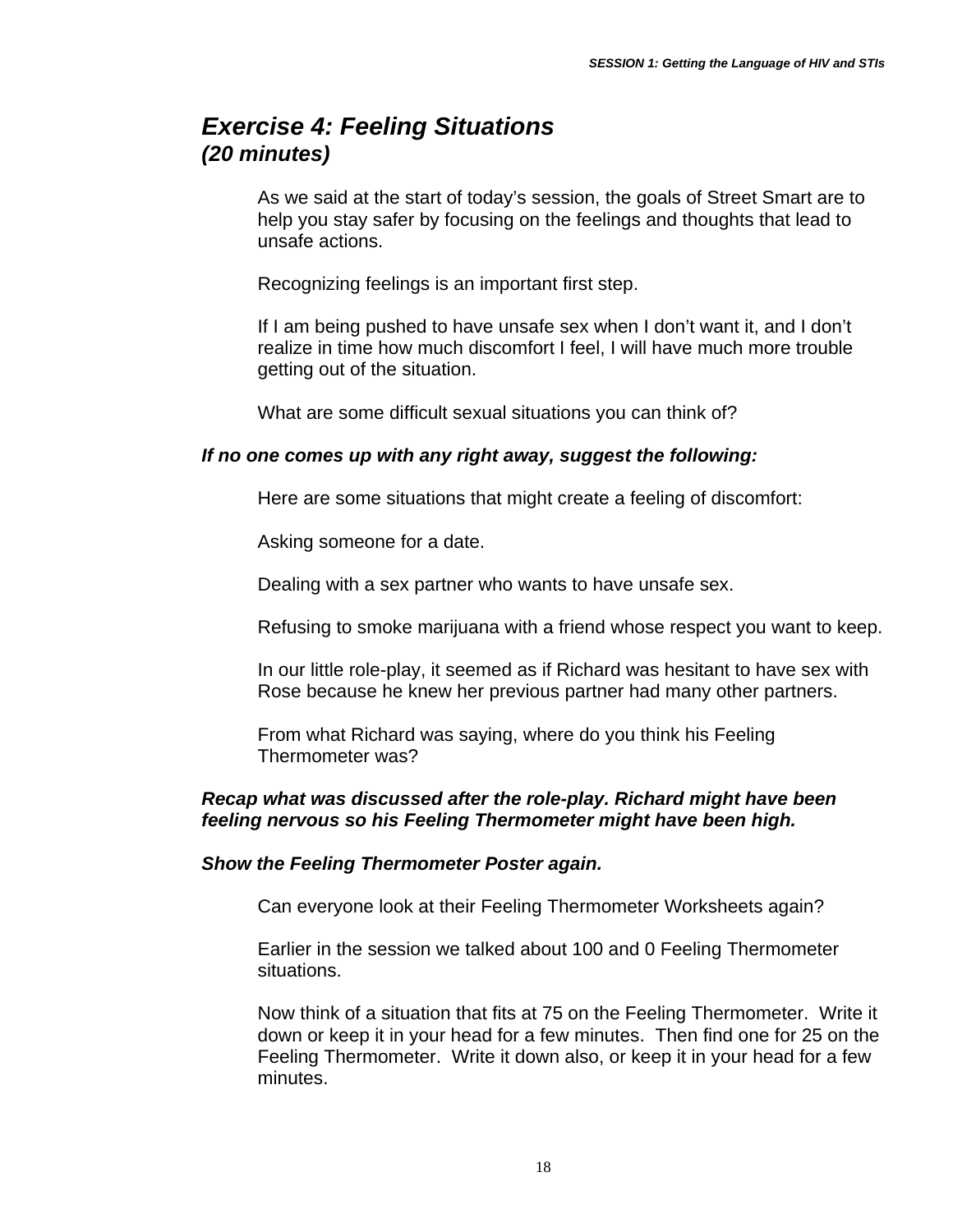## *Exercise 4: Feeling Situations*
### *(20 minutes)*

As we said at the start of today's session, the goals of Street Smart are to help you stay safer by focusing on the feelings and thoughts that lead to unsafe actions.

Recognizing feelings is an important first step.

If I am being pushed to have unsafe sex when I don't want it, and I don't realize in time how much discomfort I feel, I will have much more trouble getting out of the situation.

What are some difficult sexual situations you can think of?

***If no one comes up with any right away, suggest the following:***

Here are some situations that might create a feeling of discomfort:

Asking someone for a date.

Dealing with a sex partner who wants to have unsafe sex.

Refusing to smoke marijuana with a friend whose respect you want to keep.

In our little role-play, it seemed as if Richard was hesitant to have sex with Rose because he knew her previous partner had many other partners.

From what Richard was saying, where do you think his Feeling Thermometer was?

***Recap what was discussed after the role-play. Richard might have been feeling nervous so his Feeling Thermometer might have been high.***

***Show the Feeling Thermometer Poster again.***

Can everyone look at their Feeling Thermometer Worksheets again?

Earlier in the session we talked about 100 and 0 Feeling Thermometer situations.

Now think of a situation that fits at 75 on the Feeling Thermometer. Write it down or keep it in your head for a few minutes. Then find one for 25 on the Feeling Thermometer. Write it down also, or keep it in your head for a few minutes.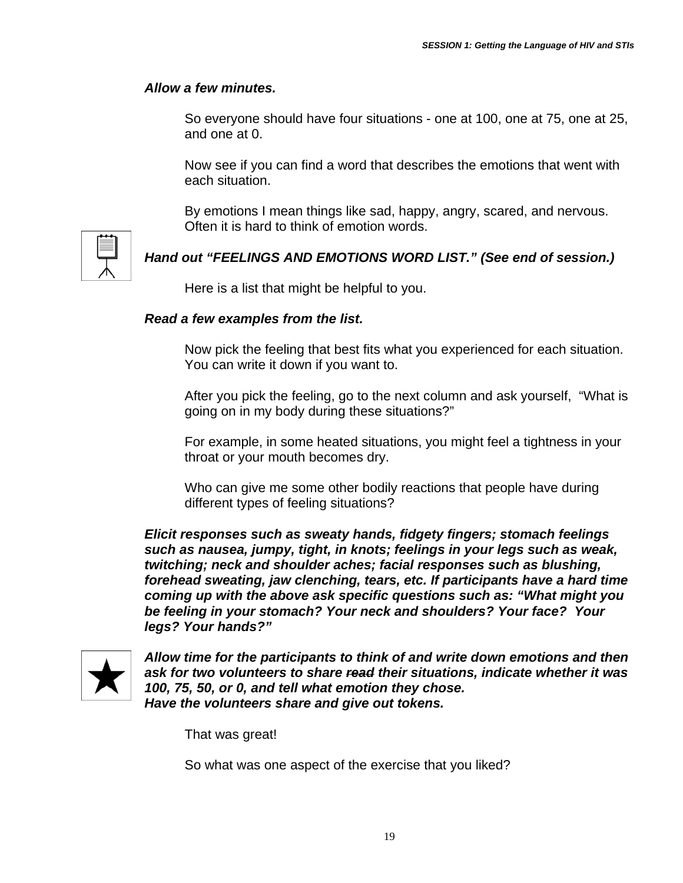***Allow a few minutes.***

So everyone should have four situations - one at 100, one at 75, one at 25, and one at 0.

Now see if you can find a word that describes the emotions that went with each situation.

By emotions I mean things like sad, happy, angry, scared, and nervous. Often it is hard to think of emotion words.

***Hand out "FEELINGS AND EMOTIONS WORD LIST." (See end of session.)***

Here is a list that might be helpful to you.

***Read a few examples from the list.***

Now pick the feeling that best fits what you experienced for each situation. You can write it down if you want to.

After you pick the feeling, go to the next column and ask yourself, "What is going on in my body during these situations?"

For example, in some heated situations, you might feel a tightness in your throat or your mouth becomes dry.

Who can give me some other bodily reactions that people have during different types of feeling situations?

***Elicit responses such as sweaty hands, fidgety fingers; stomach feelings such as nausea, jumpy, tight, in knots; feelings in your legs such as weak, twitching; neck and shoulder aches; facial responses such as blushing, forehead sweating, jaw clenching, tears, etc. If participants have a hard time coming up with the above ask specific questions such as: "What might you be feeling in your stomach? Your neck and shoulders? Your face? Your legs? Your hands?"***

***Allow time for the participants to think of and write down emotions and then ask for two volunteers to share ~~read~~ their situations, indicate whether it was 100, 75, 50, or 0, and tell what emotion they chose.***
***Have the volunteers share and give out tokens.***

That was great!

So what was one aspect of the exercise that you liked?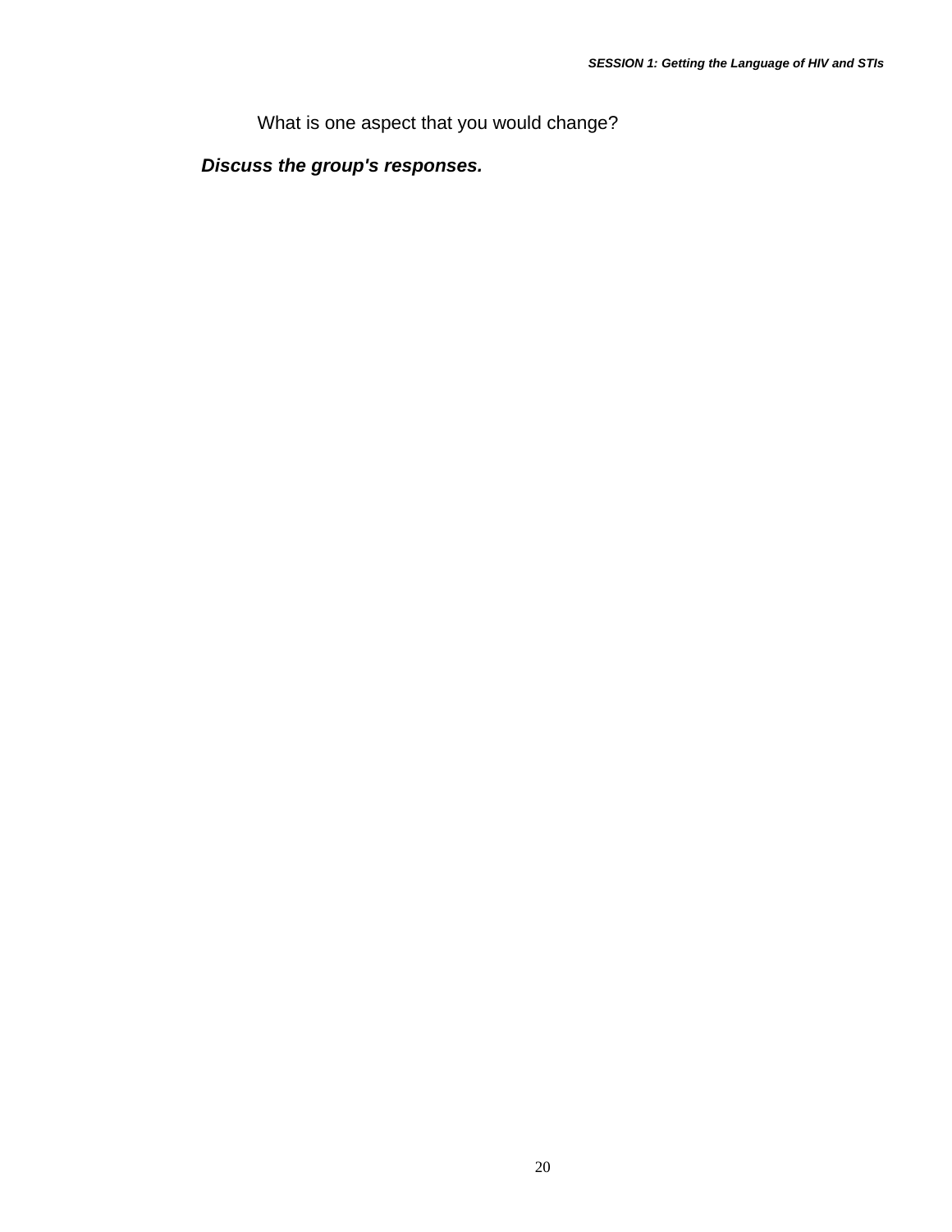What is one aspect that you would change?

***Discuss the group's responses.***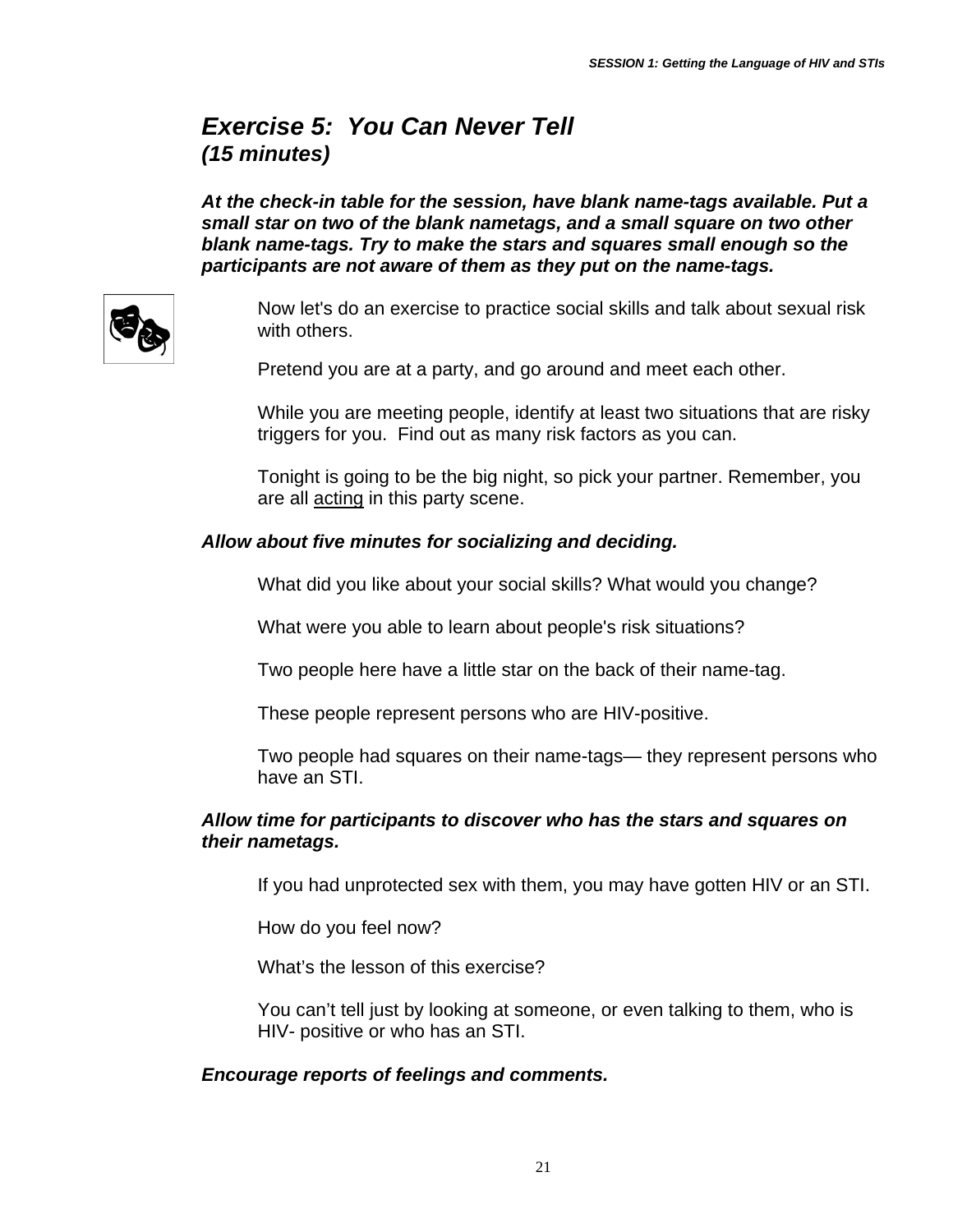## *Exercise 5: You Can Never Tell*
### *(15 minutes)*

***At the check-in table for the session, have blank name-tags available. Put a small star on two of the blank nametags, and a small square on two other blank name-tags. Try to make the stars and squares small enough so the participants are not aware of them as they put on the name-tags.***

Now let's do an exercise to practice social skills and talk about sexual risk with others.

Pretend you are at a party, and go around and meet each other.

While you are meeting people, identify at least two situations that are risky triggers for you. Find out as many risk factors as you can.

Tonight is going to be the big night, so pick your partner. Remember, you are all <u>acting</u> in this party scene.

***Allow about five minutes for socializing and deciding.***

What did you like about your social skills? What would you change?

What were you able to learn about people's risk situations?

Two people here have a little star on the back of their name-tag.

These people represent persons who are HIV-positive.

Two people had squares on their name-tags— they represent persons who have an STI.

***Allow time for participants to discover who has the stars and squares on their nametags.***

If you had unprotected sex with them, you may have gotten HIV or an STI.

How do you feel now?

What's the lesson of this exercise?

You can't tell just by looking at someone, or even talking to them, who is HIV- positive or who has an STI.

***Encourage reports of feelings and comments.***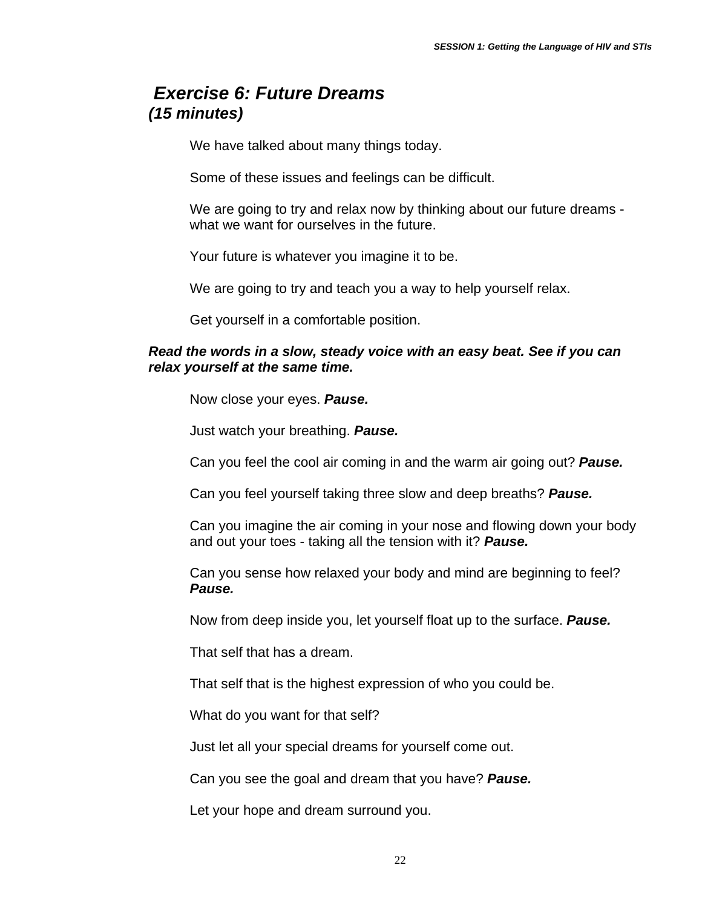## *Exercise 6: Future Dreams*
***(15 minutes)***

We have talked about many things today.

Some of these issues and feelings can be difficult.

We are going to try and relax now by thinking about our future dreams - what we want for ourselves in the future.

Your future is whatever you imagine it to be.

We are going to try and teach you a way to help yourself relax.

Get yourself in a comfortable position.

***Read the words in a slow, steady voice with an easy beat. See if you can relax yourself at the same time.***

Now close your eyes. ***Pause.***

Just watch your breathing. ***Pause.***

Can you feel the cool air coming in and the warm air going out? ***Pause.***

Can you feel yourself taking three slow and deep breaths? ***Pause.***

Can you imagine the air coming in your nose and flowing down your body and out your toes - taking all the tension with it? ***Pause.***

Can you sense how relaxed your body and mind are beginning to feel? ***Pause.***

Now from deep inside you, let yourself float up to the surface. ***Pause.***

That self that has a dream.

That self that is the highest expression of who you could be.

What do you want for that self?

Just let all your special dreams for yourself come out.

Can you see the goal and dream that you have? ***Pause.***

Let your hope and dream surround you.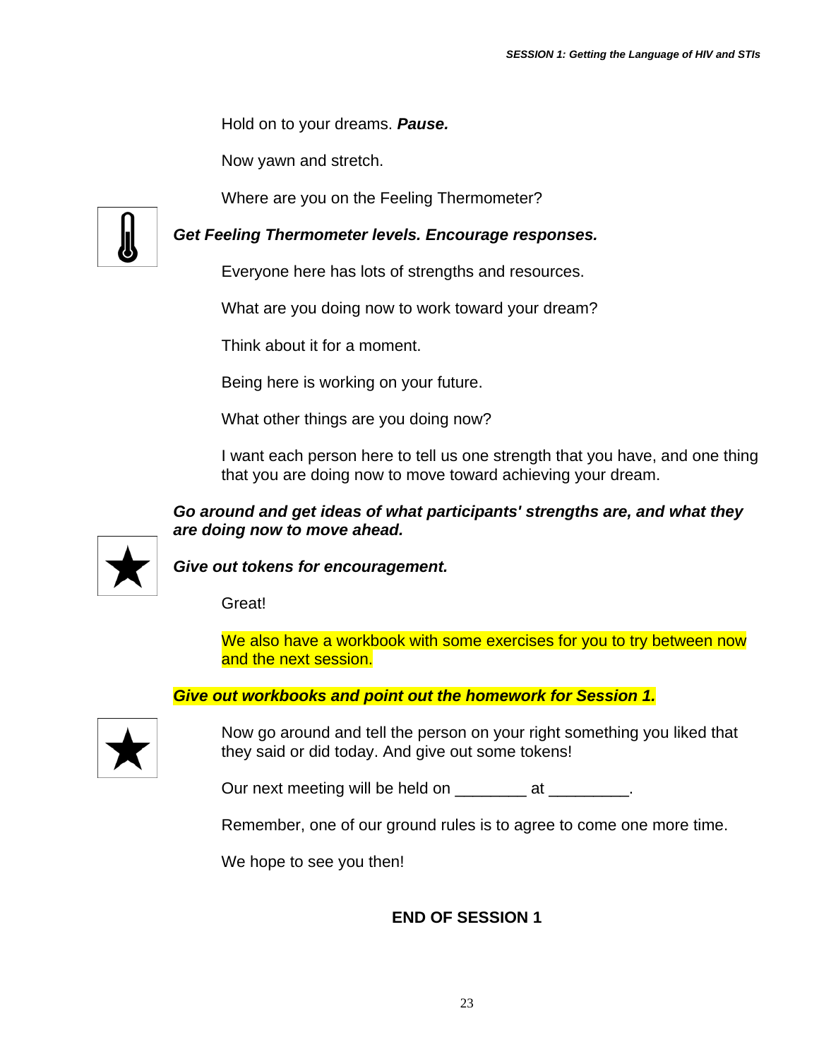Hold on to your dreams. ***Pause.***

Now yawn and stretch.

Where are you on the Feeling Thermometer?

***Get Feeling Thermometer levels. Encourage responses.***

Everyone here has lots of strengths and resources.

What are you doing now to work toward your dream?

Think about it for a moment.

Being here is working on your future.

What other things are you doing now?

I want each person here to tell us one strength that you have, and one thing that you are doing now to move toward achieving your dream.

***Go around and get ideas of what participants' strengths are, and what they are doing now to move ahead.***

***Give out tokens for encouragement.***

Great!

We also have a workbook with some exercises for you to try between now and the next session.

***Give out workbooks and point out the homework for Session 1.***

Now go around and tell the person on your right something you liked that they said or did today. And give out some tokens!

Our next meeting will be held on ________ at _________.

Remember, one of our ground rules is to agree to come one more time.

We hope to see you then!

**END OF SESSION 1**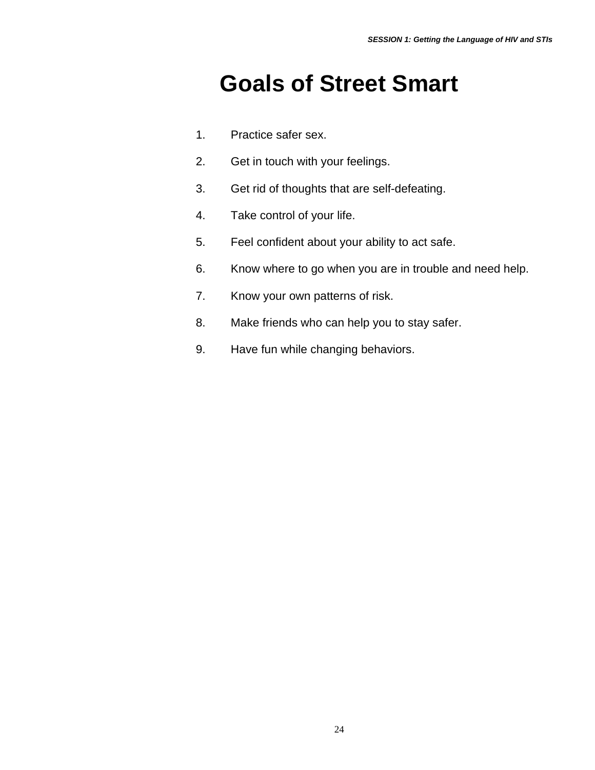# Goals of Street Smart

1. Practice safer sex.
2. Get in touch with your feelings.
3. Get rid of thoughts that are self-defeating.
4. Take control of your life.
5. Feel confident about your ability to act safe.
6. Know where to go when you are in trouble and need help.
7. Know your own patterns of risk.
8. Make friends who can help you to stay safer.
9. Have fun while changing behaviors.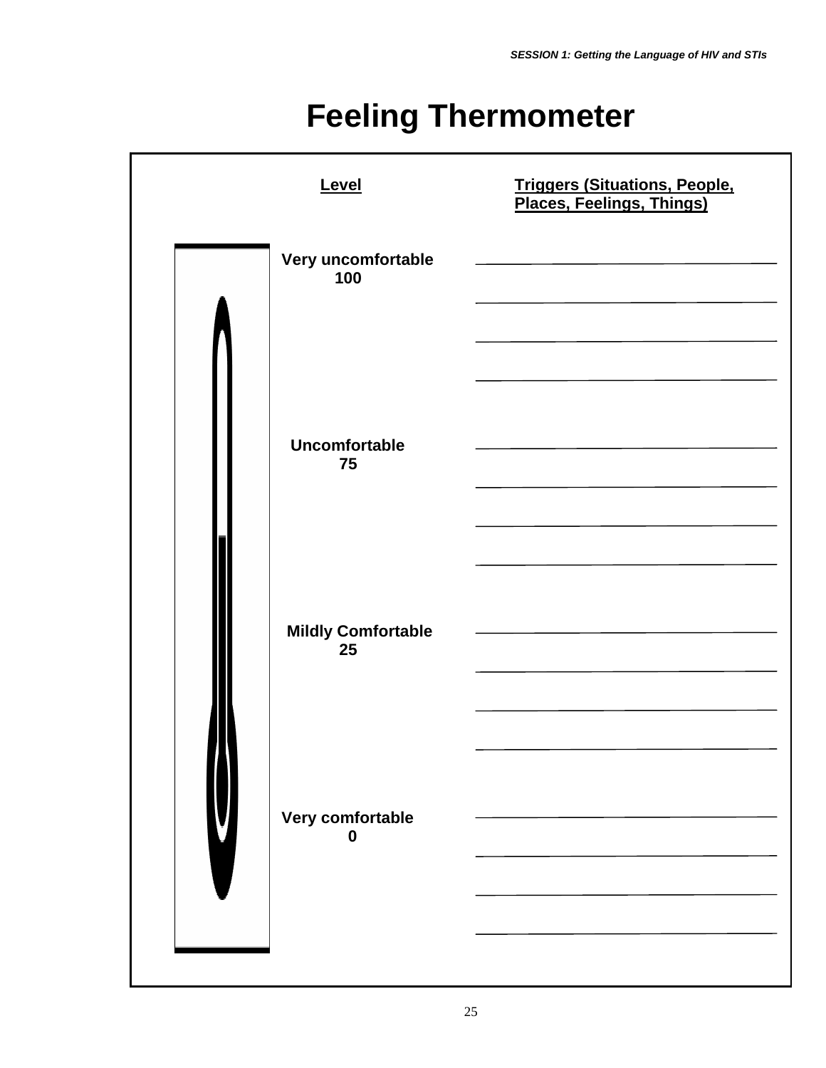# Feeling Thermometer

| Level | Triggers (Situations, People, Places, Feelings, Things) |
|---|---|
| **Very uncomfortable 100** | ______________________________ |
| | ______________________________ |
| | ______________________________ |
| | ______________________________ |
| **Uncomfortable 75** | ______________________________ |
| | ______________________________ |
| | ______________________________ |
| | ______________________________ |
| **Mildly Comfortable 25** | ______________________________ |
| | ______________________________ |
| | ______________________________ |
| | ______________________________ |
| **Very comfortable 0** | ______________________________ |
| | ______________________________ |
| | ______________________________ |
| | ______________________________ |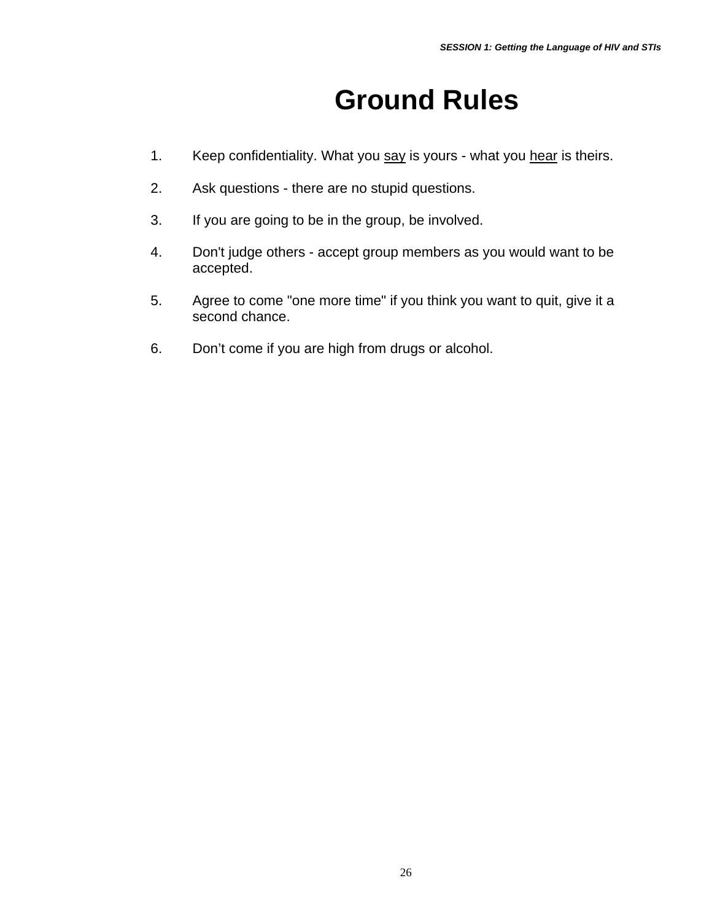# Ground Rules

1. Keep confidentiality. What you <u>say</u> is yours - what you <u>hear</u> is theirs.

2. Ask questions - there are no stupid questions.

3. If you are going to be in the group, be involved.

4. Don't judge others - accept group members as you would want to be accepted.

5. Agree to come "one more time" if you think you want to quit, give it a second chance.

6. Don't come if you are high from drugs or alcohol.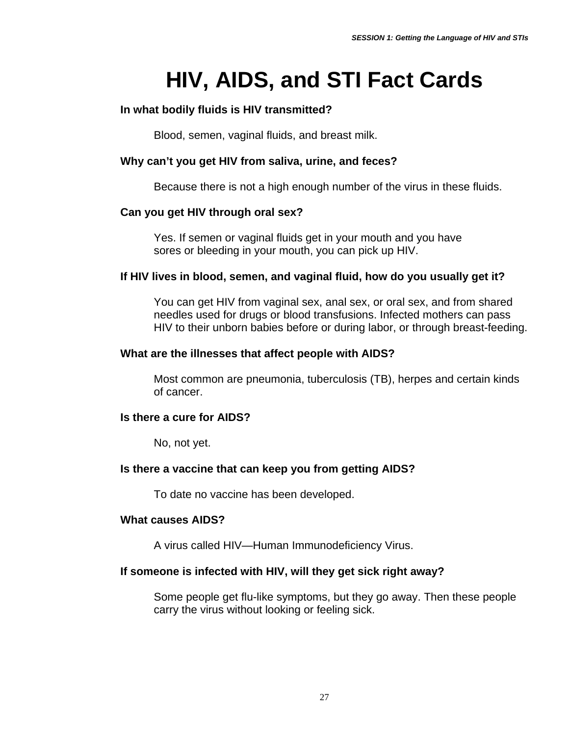# HIV, AIDS, and STI Fact Cards

**In what bodily fluids is HIV transmitted?**

Blood, semen, vaginal fluids, and breast milk.

**Why can't you get HIV from saliva, urine, and feces?**

Because there is not a high enough number of the virus in these fluids.

**Can you get HIV through oral sex?**

Yes. If semen or vaginal fluids get in your mouth and you have sores or bleeding in your mouth, you can pick up HIV.

**If HIV lives in blood, semen, and vaginal fluid, how do you usually get it?**

You can get HIV from vaginal sex, anal sex, or oral sex, and from shared needles used for drugs or blood transfusions. Infected mothers can pass HIV to their unborn babies before or during labor, or through breast-feeding.

**What are the illnesses that affect people with AIDS?**

Most common are pneumonia, tuberculosis (TB), herpes and certain kinds of cancer.

**Is there a cure for AIDS?**

No, not yet.

**Is there a vaccine that can keep you from getting AIDS?**

To date no vaccine has been developed.

**What causes AIDS?**

A virus called HIV—Human Immunodeficiency Virus.

**If someone is infected with HIV, will they get sick right away?**

Some people get flu-like symptoms, but they go away. Then these people carry the virus without looking or feeling sick.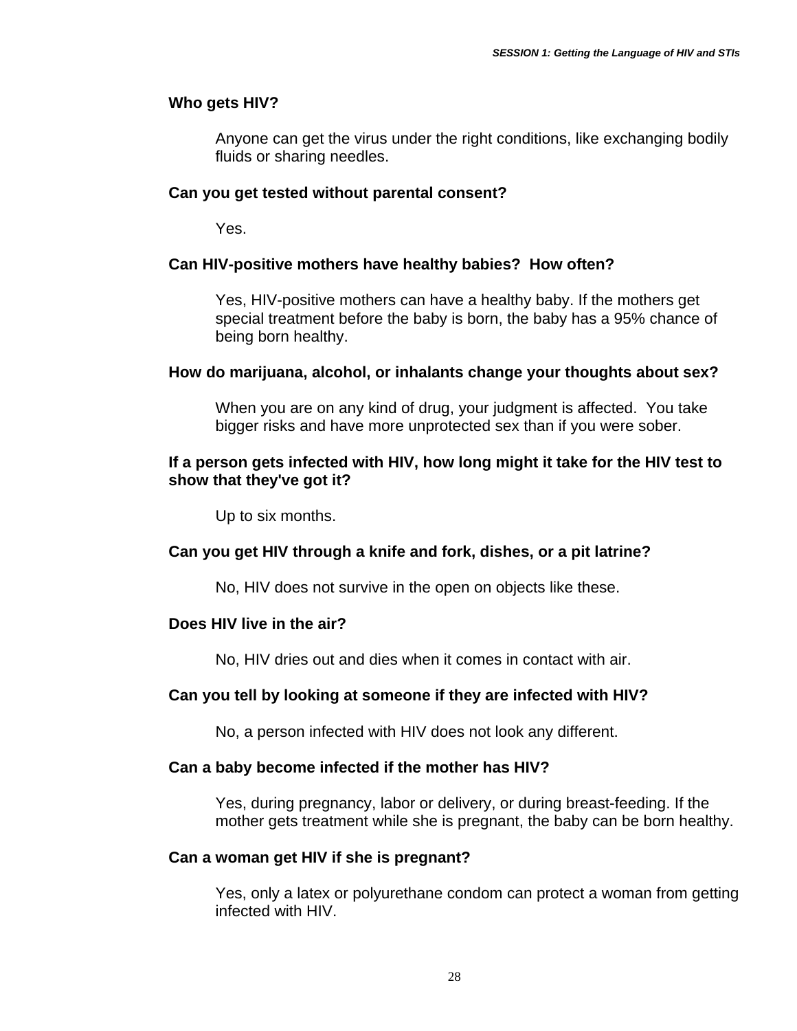**Who gets HIV?**

Anyone can get the virus under the right conditions, like exchanging bodily fluids or sharing needles.

**Can you get tested without parental consent?**

Yes.

**Can HIV-positive mothers have healthy babies? How often?**

Yes, HIV-positive mothers can have a healthy baby. If the mothers get special treatment before the baby is born, the baby has a 95% chance of being born healthy.

**How do marijuana, alcohol, or inhalants change your thoughts about sex?**

When you are on any kind of drug, your judgment is affected. You take bigger risks and have more unprotected sex than if you were sober.

**If a person gets infected with HIV, how long might it take for the HIV test to show that they've got it?**

Up to six months.

**Can you get HIV through a knife and fork, dishes, or a pit latrine?**

No, HIV does not survive in the open on objects like these.

**Does HIV live in the air?**

No, HIV dries out and dies when it comes in contact with air.

**Can you tell by looking at someone if they are infected with HIV?**

No, a person infected with HIV does not look any different.

**Can a baby become infected if the mother has HIV?**

Yes, during pregnancy, labor or delivery, or during breast-feeding. If the mother gets treatment while she is pregnant, the baby can be born healthy.

**Can a woman get HIV if she is pregnant?**

Yes, only a latex or polyurethane condom can protect a woman from getting infected with HIV.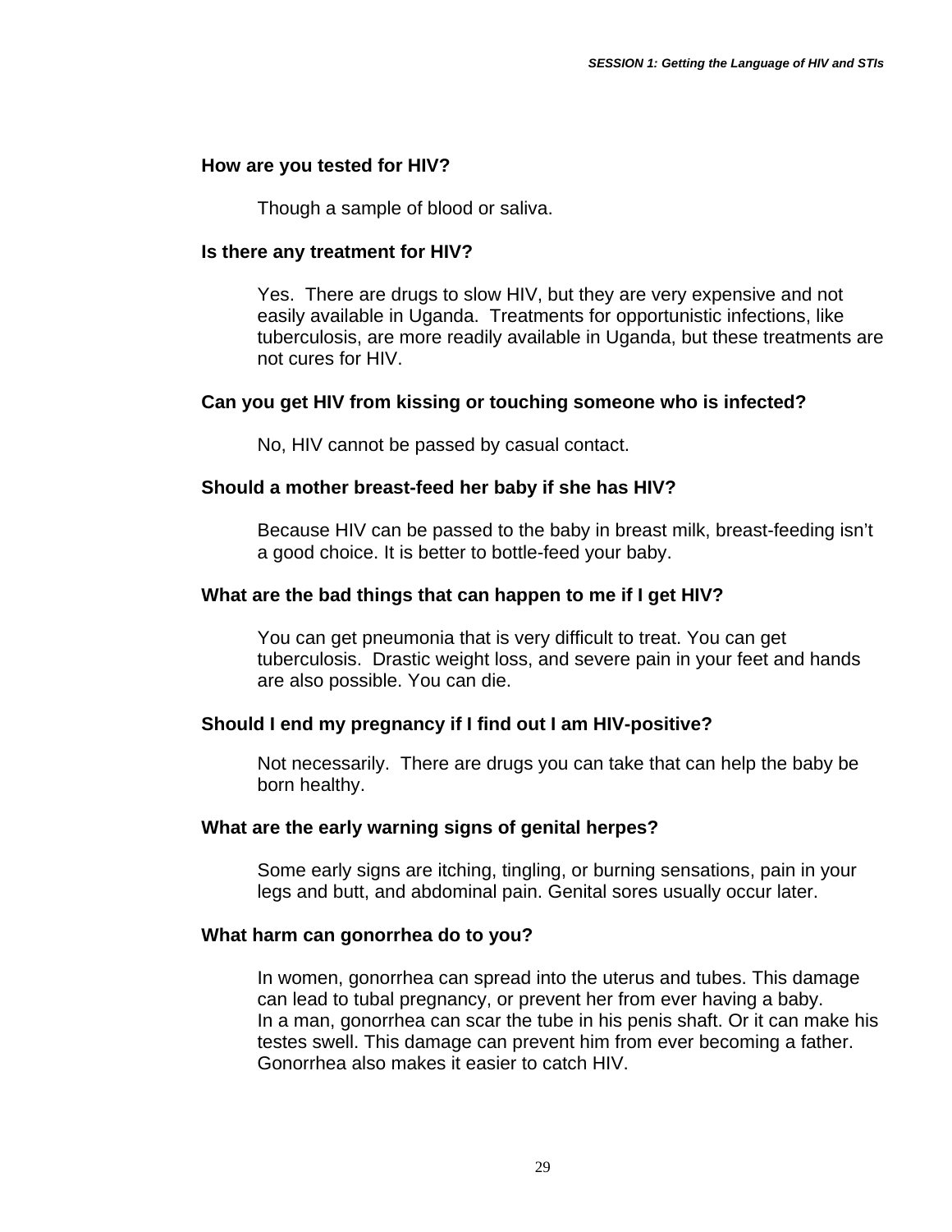**How are you tested for HIV?**

Though a sample of blood or saliva.

**Is there any treatment for HIV?**

Yes. There are drugs to slow HIV, but they are very expensive and not easily available in Uganda. Treatments for opportunistic infections, like tuberculosis, are more readily available in Uganda, but these treatments are not cures for HIV.

**Can you get HIV from kissing or touching someone who is infected?**

No, HIV cannot be passed by casual contact.

**Should a mother breast-feed her baby if she has HIV?**

Because HIV can be passed to the baby in breast milk, breast-feeding isn't a good choice. It is better to bottle-feed your baby.

**What are the bad things that can happen to me if I get HIV?**

You can get pneumonia that is very difficult to treat. You can get tuberculosis. Drastic weight loss, and severe pain in your feet and hands are also possible. You can die.

**Should I end my pregnancy if I find out I am HIV-positive?**

Not necessarily. There are drugs you can take that can help the baby be born healthy.

**What are the early warning signs of genital herpes?**

Some early signs are itching, tingling, or burning sensations, pain in your legs and butt, and abdominal pain. Genital sores usually occur later.

**What harm can gonorrhea do to you?**

In women, gonorrhea can spread into the uterus and tubes. This damage can lead to tubal pregnancy, or prevent her from ever having a baby.
In a man, gonorrhea can scar the tube in his penis shaft. Or it can make his testes swell. This damage can prevent him from ever becoming a father.
Gonorrhea also makes it easier to catch HIV.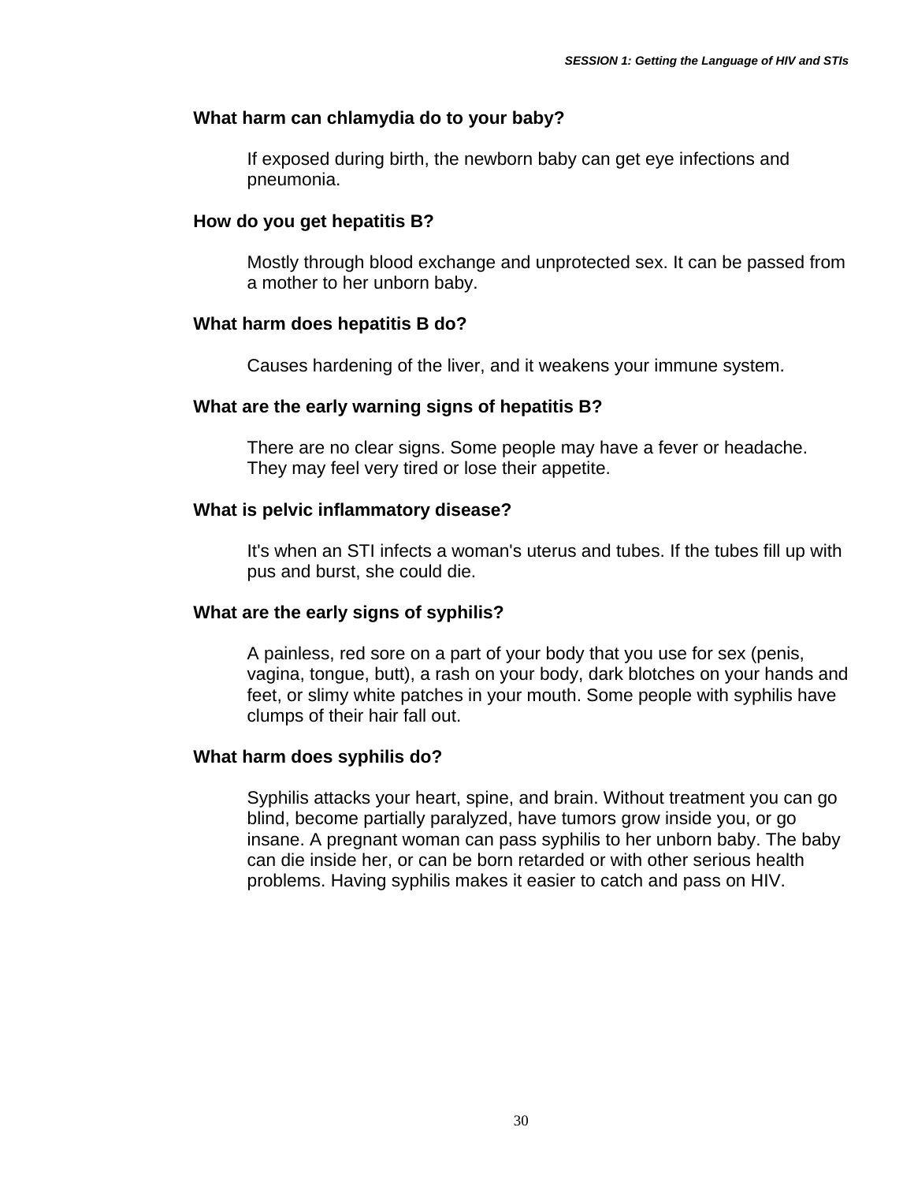**What harm can chlamydia do to your baby?**

If exposed during birth, the newborn baby can get eye infections and pneumonia.

**How do you get hepatitis B?**

Mostly through blood exchange and unprotected sex. It can be passed from a mother to her unborn baby.

**What harm does hepatitis B do?**

Causes hardening of the liver, and it weakens your immune system.

**What are the early warning signs of hepatitis B?**

There are no clear signs. Some people may have a fever or headache. They may feel very tired or lose their appetite.

**What is pelvic inflammatory disease?**

It's when an STI infects a woman's uterus and tubes. If the tubes fill up with pus and burst, she could die.

**What are the early signs of syphilis?**

A painless, red sore on a part of your body that you use for sex (penis, vagina, tongue, butt), a rash on your body, dark blotches on your hands and feet, or slimy white patches in your mouth. Some people with syphilis have clumps of their hair fall out.

**What harm does syphilis do?**

Syphilis attacks your heart, spine, and brain. Without treatment you can go blind, become partially paralyzed, have tumors grow inside you, or go insane. A pregnant woman can pass syphilis to her unborn baby. The baby can die inside her, or can be born retarded or with other serious health problems. Having syphilis makes it easier to catch and pass on HIV.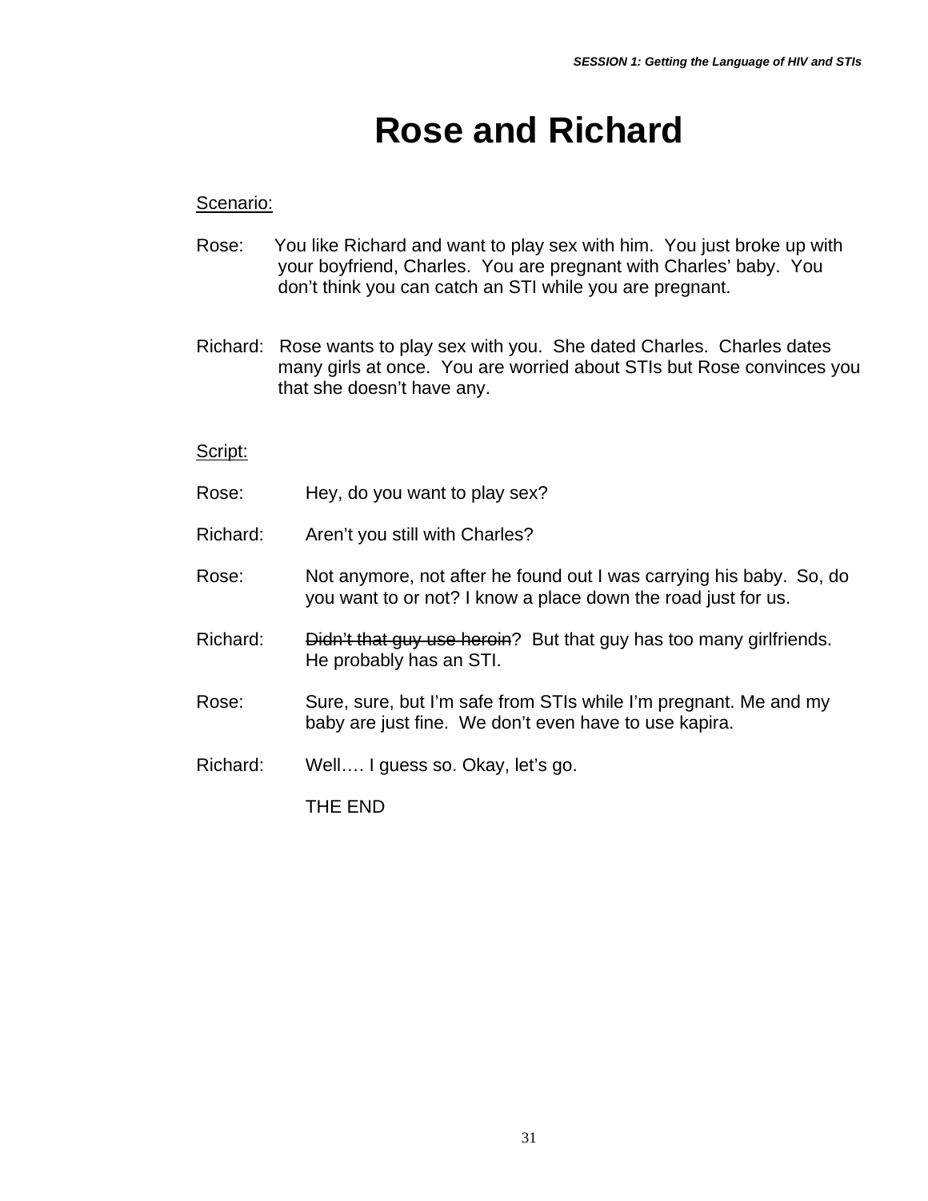# Rose and Richard

<u>Scenario:</u>

Rose: You like Richard and want to play sex with him. You just broke up with your boyfriend, Charles. You are pregnant with Charles' baby. You don't think you can catch an STI while you are pregnant.

Richard: Rose wants to play sex with you. She dated Charles. Charles dates many girls at once. You are worried about STIs but Rose convinces you that she doesn't have any.

<u>Script:</u>

Rose: Hey, do you want to play sex?

Richard: Aren't you still with Charles?

Rose: Not anymore, not after he found out I was carrying his baby. So, do you want to or not? I know a place down the road just for us.

Richard: ~~Didn't that guy use heroin~~? But that guy has too many girlfriends. He probably has an STI.

Rose: Sure, sure, but I'm safe from STIs while I'm pregnant. Me and my baby are just fine. We don't even have to use kapira.

Richard: Well…. I guess so. Okay, let's go.

THE END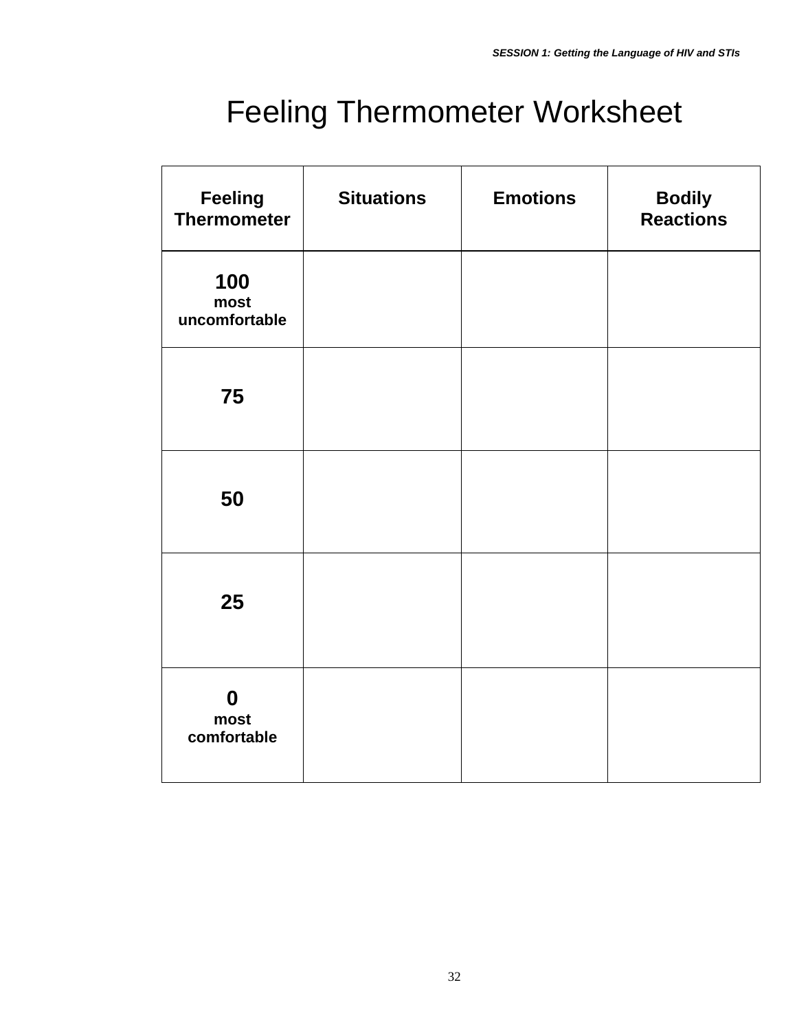# Feeling Thermometer Worksheet

| Feeling Thermometer | Situations | Emotions | Bodily Reactions |
|---|---|---|---|
| **100** most uncomfortable | | | |
| **75** | | | |
| **50** | | | |
| **25** | | | |
| **0** most comfortable | | | |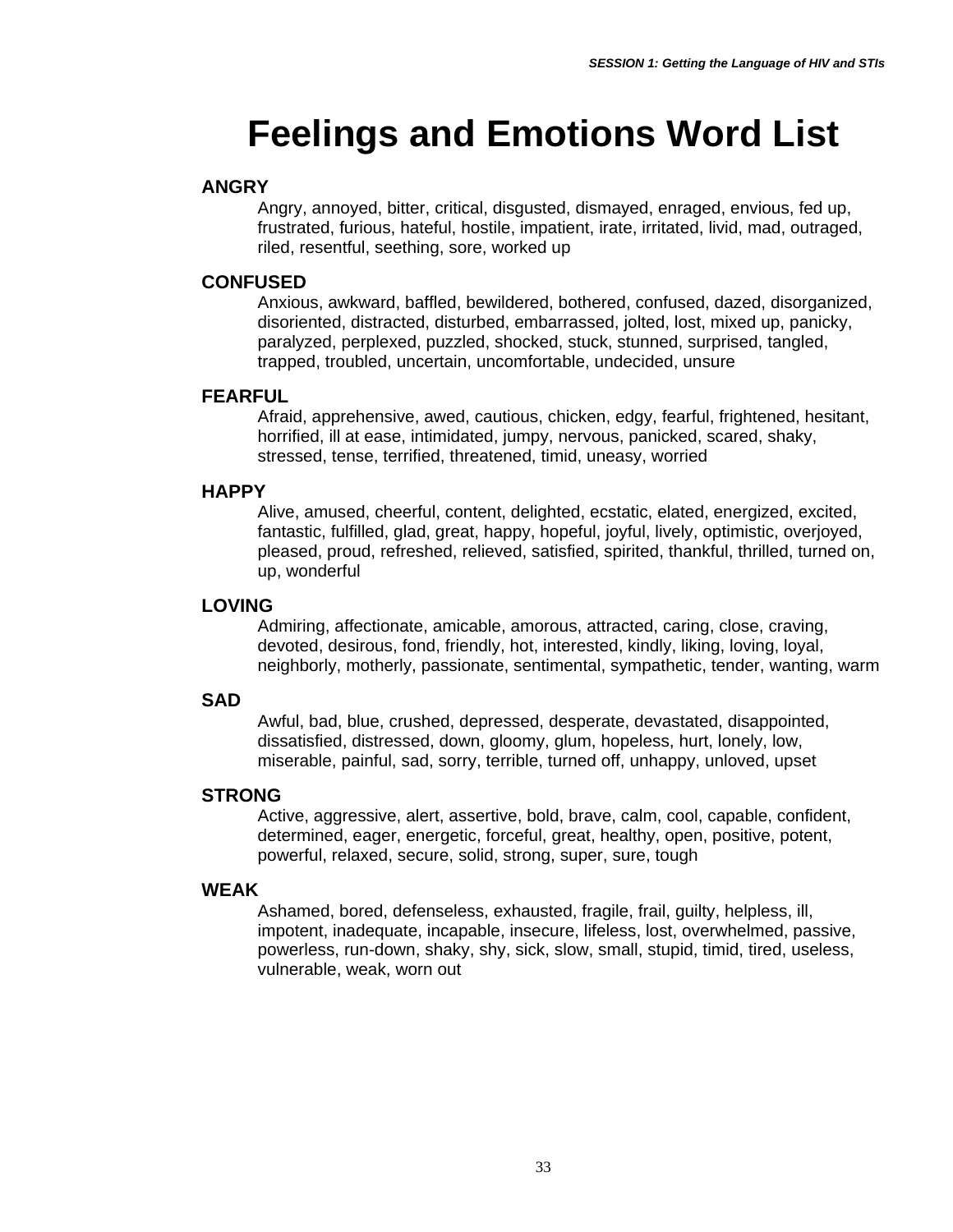# Feelings and Emotions Word List

**ANGRY**

Angry, annoyed, bitter, critical, disgusted, dismayed, enraged, envious, fed up, frustrated, furious, hateful, hostile, impatient, irate, irritated, livid, mad, outraged, riled, resentful, seething, sore, worked up

**CONFUSED**

Anxious, awkward, baffled, bewildered, bothered, confused, dazed, disorganized, disoriented, distracted, disturbed, embarrassed, jolted, lost, mixed up, panicky, paralyzed, perplexed, puzzled, shocked, stuck, stunned, surprised, tangled, trapped, troubled, uncertain, uncomfortable, undecided, unsure

**FEARFUL**

Afraid, apprehensive, awed, cautious, chicken, edgy, fearful, frightened, hesitant, horrified, ill at ease, intimidated, jumpy, nervous, panicked, scared, shaky, stressed, tense, terrified, threatened, timid, uneasy, worried

**HAPPY**

Alive, amused, cheerful, content, delighted, ecstatic, elated, energized, excited, fantastic, fulfilled, glad, great, happy, hopeful, joyful, lively, optimistic, overjoyed, pleased, proud, refreshed, relieved, satisfied, spirited, thankful, thrilled, turned on, up, wonderful

**LOVING**

Admiring, affectionate, amicable, amorous, attracted, caring, close, craving, devoted, desirous, fond, friendly, hot, interested, kindly, liking, loving, loyal, neighborly, motherly, passionate, sentimental, sympathetic, tender, wanting, warm

**SAD**

Awful, bad, blue, crushed, depressed, desperate, devastated, disappointed, dissatisfied, distressed, down, gloomy, glum, hopeless, hurt, lonely, low, miserable, painful, sad, sorry, terrible, turned off, unhappy, unloved, upset

**STRONG**

Active, aggressive, alert, assertive, bold, brave, calm, cool, capable, confident, determined, eager, energetic, forceful, great, healthy, open, positive, potent, powerful, relaxed, secure, solid, strong, super, sure, tough

**WEAK**

Ashamed, bored, defenseless, exhausted, fragile, frail, guilty, helpless, ill, impotent, inadequate, incapable, insecure, lifeless, lost, overwhelmed, passive, powerless, run-down, shaky, shy, sick, slow, small, stupid, timid, tired, useless, vulnerable, weak, worn out